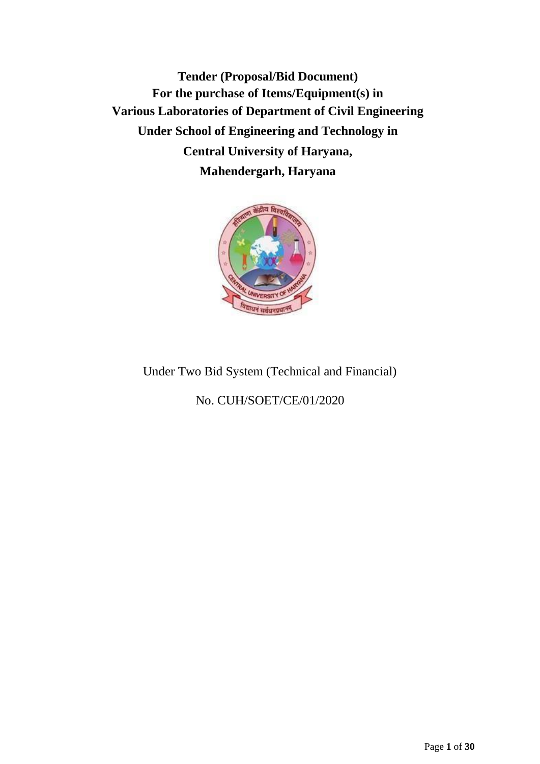**Tender (Proposal/Bid Document)**
**For the purchase of Items/Equipment(s) in**
**Various Laboratories of Department of Civil Engineering**
**Under School of Engineering and Technology in**
**Central University of Haryana,**
**Mahendergarh, Haryana**

Under Two Bid System (Technical and Financial)

No. CUH/SOET/CE/01/2020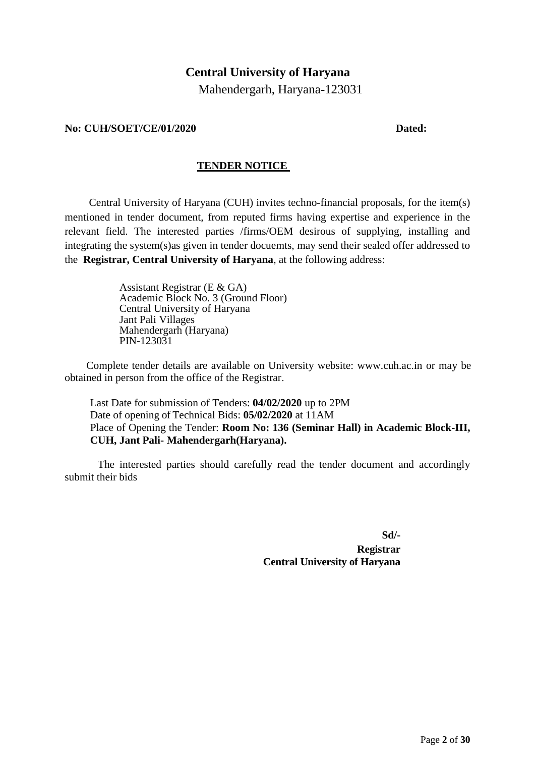# Central University of Haryana

Mahendergarh, Haryana-123031

**No: CUH/SOET/CE/01/2020** **Dated:**

## TENDER NOTICE

Central University of Haryana (CUH) invites techno-financial proposals, for the item(s) mentioned in tender document, from reputed firms having expertise and experience in the relevant field. The interested parties /firms/OEM desirous of supplying, installing and integrating the system(s)as given in tender docuemts, may send their sealed offer addressed to the **Registrar, Central University of Haryana**, at the following address:

Assistant Registrar (E & GA)
Academic Block No. 3 (Ground Floor)
Central University of Haryana
Jant Pali Villages
Mahendergarh (Haryana)
PIN-123031

Complete tender details are available on University website: www.cuh.ac.in or may be obtained in person from the office of the Registrar.

Last Date for submission of Tenders: **04/02/2020** up to 2PM
Date of opening of Technical Bids: **05/02/2020** at 11AM
Place of Opening the Tender: **Room No: 136 (Seminar Hall) in Academic Block-III, CUH, Jant Pali- Mahendergarh(Haryana).**

The interested parties should carefully read the tender document and accordingly submit their bids

**Sd/-**
**Registrar**
**Central University of Haryana**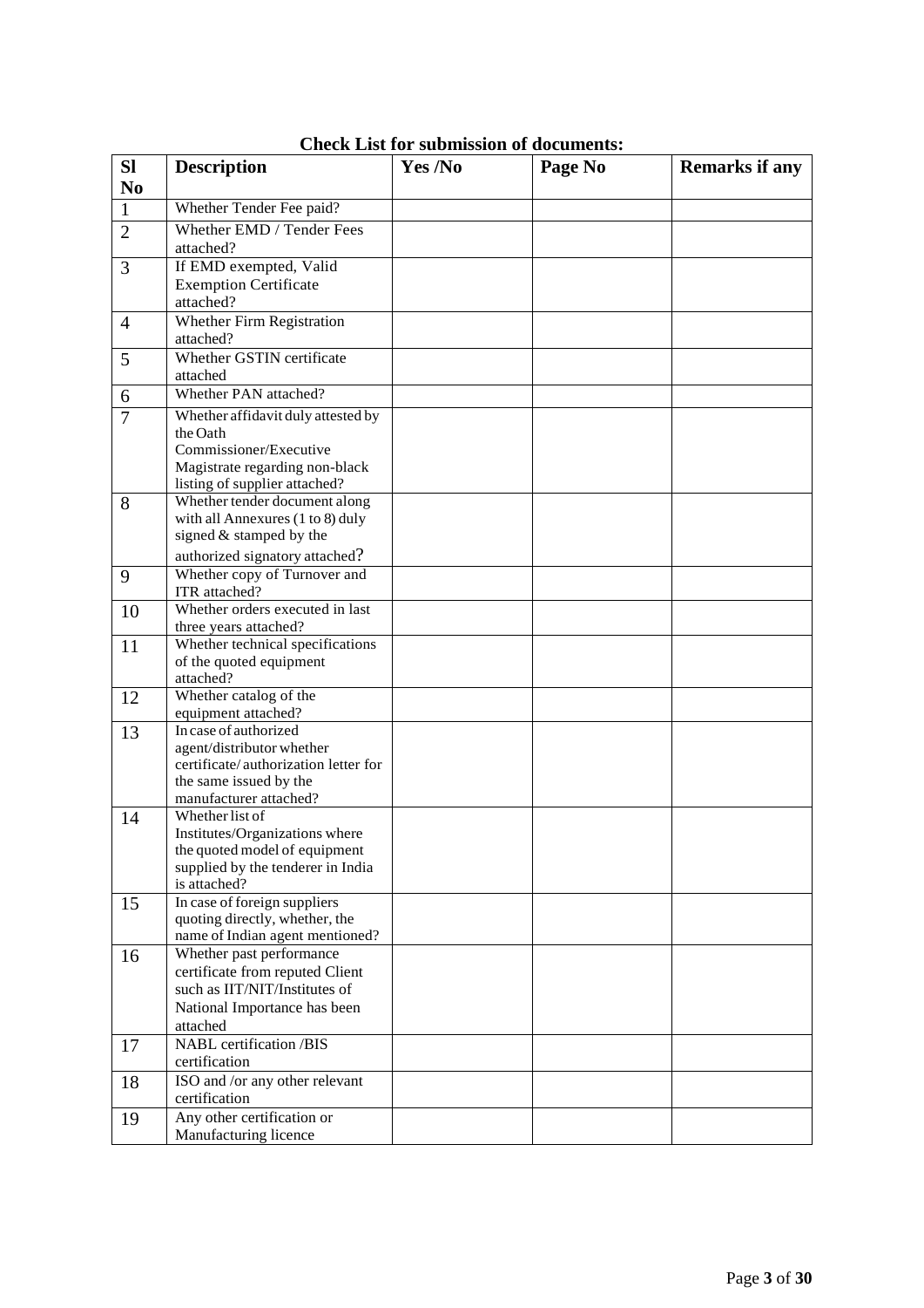**Check List for submission of documents:**

| Sl No | Description | Yes /No | Page No | Remarks if any |
|---|---|---|---|---|
| 1 | Whether Tender Fee paid? | | | |
| 2 | Whether EMD / Tender Fees attached? | | | |
| 3 | If EMD exempted, Valid Exemption Certificate attached? | | | |
| 4 | Whether Firm Registration attached? | | | |
| 5 | Whether GSTIN certificate attached | | | |
| 6 | Whether PAN attached? | | | |
| 7 | Whether affidavit duly attested by the Oath Commissioner/Executive Magistrate regarding non-black listing of supplier attached? | | | |
| 8 | Whether tender document along with all Annexures (1 to 8) duly signed & stamped by the authorized signatory attached? | | | |
| 9 | Whether copy of Turnover and ITR attached? | | | |
| 10 | Whether orders executed in last three years attached? | | | |
| 11 | Whether technical specifications of the quoted equipment attached? | | | |
| 12 | Whether catalog of the equipment attached? | | | |
| 13 | In case of authorized agent/distributor whether certificate/ authorization letter for the same issued by the manufacturer attached? | | | |
| 14 | Whether list of Institutes/Organizations where the quoted model of equipment supplied by the tenderer in India is attached? | | | |
| 15 | In case of foreign suppliers quoting directly, whether, the name of Indian agent mentioned? | | | |
| 16 | Whether past performance certificate from reputed Client such as IIT/NIT/Institutes of National Importance has been attached | | | |
| 17 | NABL certification /BIS certification | | | |
| 18 | ISO and /or any other relevant certification | | | |
| 19 | Any other certification or Manufacturing licence | | | |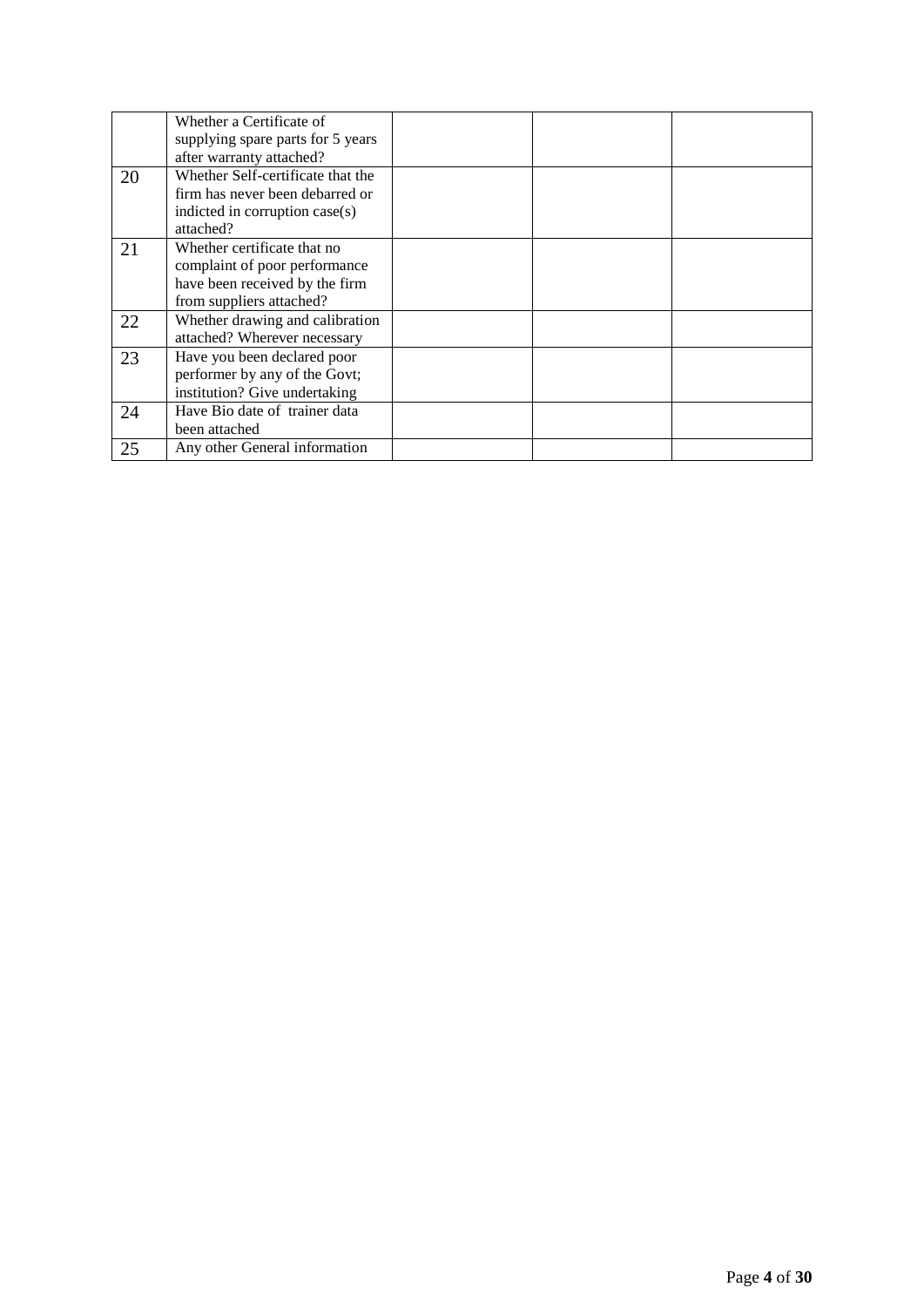| | | | | |
|---|---|---|---|---|
| | Whether a Certificate of supplying spare parts for 5 years after warranty attached? | | | |
| 20 | Whether Self-certificate that the firm has never been debarred or indicted in corruption case(s) attached? | | | |
| 21 | Whether certificate that no complaint of poor performance have been received by the firm from suppliers attached? | | | |
| 22 | Whether drawing and calibration attached? Wherever necessary | | | |
| 23 | Have you been declared poor performer by any of the Govt; institution? Give undertaking | | | |
| 24 | Have Bio date of trainer data been attached | | | |
| 25 | Any other General information | | | |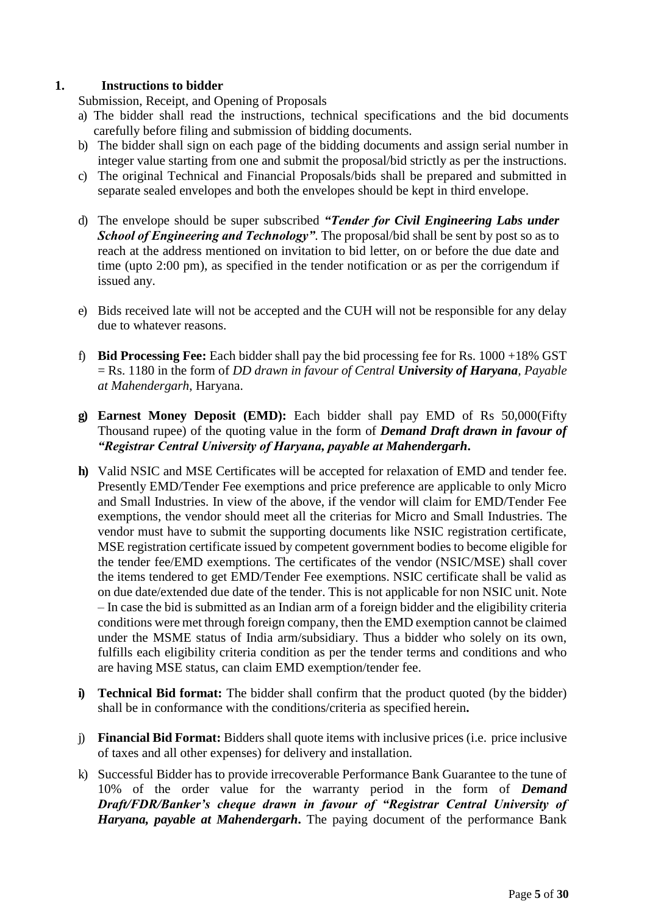## 1. Instructions to bidder

Submission, Receipt, and Opening of Proposals

a) The bidder shall read the instructions, technical specifications and the bid documents carefully before filing and submission of bidding documents.

b) The bidder shall sign on each page of the bidding documents and assign serial number in integer value starting from one and submit the proposal/bid strictly as per the instructions.

c) The original Technical and Financial Proposals/bids shall be prepared and submitted in separate sealed envelopes and both the envelopes should be kept in third envelope.

d) The envelope should be super subscribed ***"Tender for Civil Engineering Labs under School of Engineering and Technology"***. The proposal/bid shall be sent by post so as to reach at the address mentioned on invitation to bid letter, on or before the due date and time (upto 2:00 pm), as specified in the tender notification or as per the corrigendum if issued any.

e) Bids received late will not be accepted and the CUH will not be responsible for any delay due to whatever reasons.

f) **Bid Processing Fee:** Each bidder shall pay the bid processing fee for Rs. 1000 +18% GST = Rs. 1180 in the form of *DD drawn in favour of Central **University of Haryana**, Payable at Mahendergarh*, Haryana.

g) **Earnest Money Deposit (EMD):** Each bidder shall pay EMD of Rs 50,000(Fifty Thousand rupee) of the quoting value in the form of ***Demand Draft drawn in favour of "Registrar Central University of Haryana, payable at Mahendergarh*.**

h) Valid NSIC and MSE Certificates will be accepted for relaxation of EMD and tender fee. Presently EMD/Tender Fee exemptions and price preference are applicable to only Micro and Small Industries. In view of the above, if the vendor will claim for EMD/Tender Fee exemptions, the vendor should meet all the criterias for Micro and Small Industries. The vendor must have to submit the supporting documents like NSIC registration certificate, MSE registration certificate issued by competent government bodies to become eligible for the tender fee/EMD exemptions. The certificates of the vendor (NSIC/MSE) shall cover the items tendered to get EMD/Tender Fee exemptions. NSIC certificate shall be valid as on due date/extended due date of the tender. This is not applicable for non NSIC unit. Note – In case the bid is submitted as an Indian arm of a foreign bidder and the eligibility criteria conditions were met through foreign company, then the EMD exemption cannot be claimed under the MSME status of India arm/subsidiary. Thus a bidder who solely on its own, fulfills each eligibility criteria condition as per the tender terms and conditions and who are having MSE status, can claim EMD exemption/tender fee.

i) **Technical Bid format:** The bidder shall confirm that the product quoted (by the bidder) shall be in conformance with the conditions/criteria as specified herein**.**

j) **Financial Bid Format:** Bidders shall quote items with inclusive prices (i.e. price inclusive of taxes and all other expenses) for delivery and installation.

k) Successful Bidder has to provide irrecoverable Performance Bank Guarantee to the tune of 10% of the order value for the warranty period in the form of ***Demand Draft/FDR/Banker's cheque drawn in favour of "Registrar Central University of Haryana, payable at Mahendergarh*.** The paying document of the performance Bank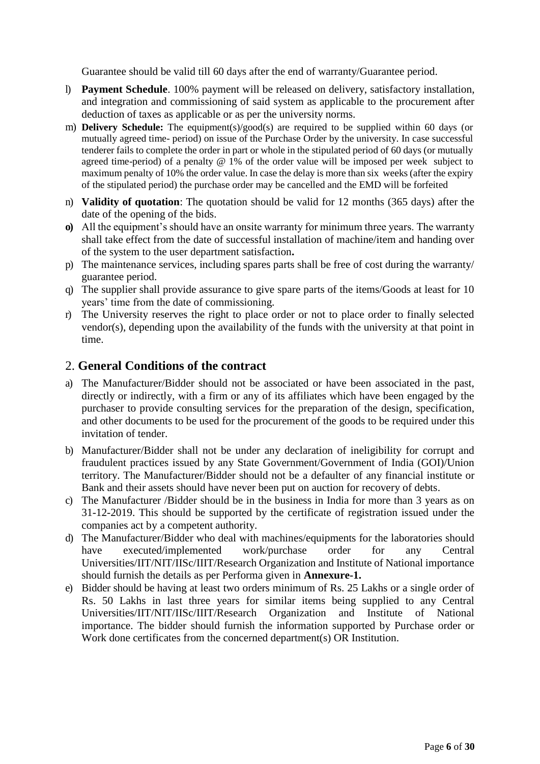Guarantee should be valid till 60 days after the end of warranty/Guarantee period.

l) **Payment Schedule**. 100% payment will be released on delivery, satisfactory installation, and integration and commissioning of said system as applicable to the procurement after deduction of taxes as applicable or as per the university norms.

m) **Delivery Schedule:** The equipment(s)/good(s) are required to be supplied within 60 days (or mutually agreed time- period) on issue of the Purchase Order by the university. In case successful tenderer fails to complete the order in part or whole in the stipulated period of 60 days (or mutually agreed time-period) of a penalty @ 1% of the order value will be imposed per week subject to maximum penalty of 10% the order value. In case the delay is more than six weeks (after the expiry of the stipulated period) the purchase order may be cancelled and the EMD will be forfeited

n) **Validity of quotation**: The quotation should be valid for 12 months (365 days) after the date of the opening of the bids.

**o)** All the equipment's should have an onsite warranty for minimum three years. The warranty shall take effect from the date of successful installation of machine/item and handing over of the system to the user department satisfaction**.**

p) The maintenance services, including spares parts shall be free of cost during the warranty/ guarantee period.

q) The supplier shall provide assurance to give spare parts of the items/Goods at least for 10 years' time from the date of commissioning.

r) The University reserves the right to place order or not to place order to finally selected vendor(s), depending upon the availability of the funds with the university at that point in time.

## 2. **General Conditions of the contract**

a) The Manufacturer/Bidder should not be associated or have been associated in the past, directly or indirectly, with a firm or any of its affiliates which have been engaged by the purchaser to provide consulting services for the preparation of the design, specification, and other documents to be used for the procurement of the goods to be required under this invitation of tender.

b) Manufacturer/Bidder shall not be under any declaration of ineligibility for corrupt and fraudulent practices issued by any State Government/Government of India (GOI)/Union territory. The Manufacturer/Bidder should not be a defaulter of any financial institute or Bank and their assets should have never been put on auction for recovery of debts.

c) The Manufacturer /Bidder should be in the business in India for more than 3 years as on 31-12-2019. This should be supported by the certificate of registration issued under the companies act by a competent authority.

d) The Manufacturer/Bidder who deal with machines/equipments for the laboratories should have executed/implemented work/purchase order for any Central Universities/IIT/NIT/IISc/IIIT/Research Organization and Institute of National importance should furnish the details as per Performa given in **Annexure-1.**

e) Bidder should be having at least two orders minimum of Rs. 25 Lakhs or a single order of Rs. 50 Lakhs in last three years for similar items being supplied to any Central Universities/IIT/NIT/IISc/IIIT/Research Organization and Institute of National importance. The bidder should furnish the information supported by Purchase order or Work done certificates from the concerned department(s) OR Institution.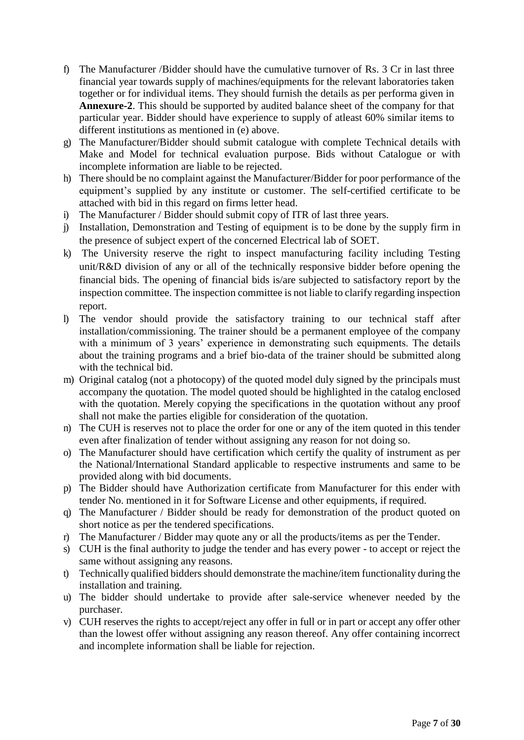f) The Manufacturer /Bidder should have the cumulative turnover of Rs. 3 Cr in last three financial year towards supply of machines/equipments for the relevant laboratories taken together or for individual items. They should furnish the details as per performa given in **Annexure-2**. This should be supported by audited balance sheet of the company for that particular year. Bidder should have experience to supply of atleast 60% similar items to different institutions as mentioned in (e) above.

g) The Manufacturer/Bidder should submit catalogue with complete Technical details with Make and Model for technical evaluation purpose. Bids without Catalogue or with incomplete information are liable to be rejected.

h) There should be no complaint against the Manufacturer/Bidder for poor performance of the equipment's supplied by any institute or customer. The self-certified certificate to be attached with bid in this regard on firms letter head.

i) The Manufacturer / Bidder should submit copy of ITR of last three years.

j) Installation, Demonstration and Testing of equipment is to be done by the supply firm in the presence of subject expert of the concerned Electrical lab of SOET.

k) The University reserve the right to inspect manufacturing facility including Testing unit/R&D division of any or all of the technically responsive bidder before opening the financial bids. The opening of financial bids is/are subjected to satisfactory report by the inspection committee. The inspection committee is not liable to clarify regarding inspection report.

l) The vendor should provide the satisfactory training to our technical staff after installation/commissioning. The trainer should be a permanent employee of the company with a minimum of 3 years' experience in demonstrating such equipments. The details about the training programs and a brief bio-data of the trainer should be submitted along with the technical bid.

m) Original catalog (not a photocopy) of the quoted model duly signed by the principals must accompany the quotation. The model quoted should be highlighted in the catalog enclosed with the quotation. Merely copying the specifications in the quotation without any proof shall not make the parties eligible for consideration of the quotation.

n) The CUH is reserves not to place the order for one or any of the item quoted in this tender even after finalization of tender without assigning any reason for not doing so.

o) The Manufacturer should have certification which certify the quality of instrument as per the National/International Standard applicable to respective instruments and same to be provided along with bid documents.

p) The Bidder should have Authorization certificate from Manufacturer for this ender with tender No. mentioned in it for Software License and other equipments, if required.

q) The Manufacturer / Bidder should be ready for demonstration of the product quoted on short notice as per the tendered specifications.

r) The Manufacturer / Bidder may quote any or all the products/items as per the Tender.

s) CUH is the final authority to judge the tender and has every power - to accept or reject the same without assigning any reasons.

t) Technically qualified bidders should demonstrate the machine/item functionality during the installation and training.

u) The bidder should undertake to provide after sale-service whenever needed by the purchaser.

v) CUH reserves the rights to accept/reject any offer in full or in part or accept any offer other than the lowest offer without assigning any reason thereof. Any offer containing incorrect and incomplete information shall be liable for rejection.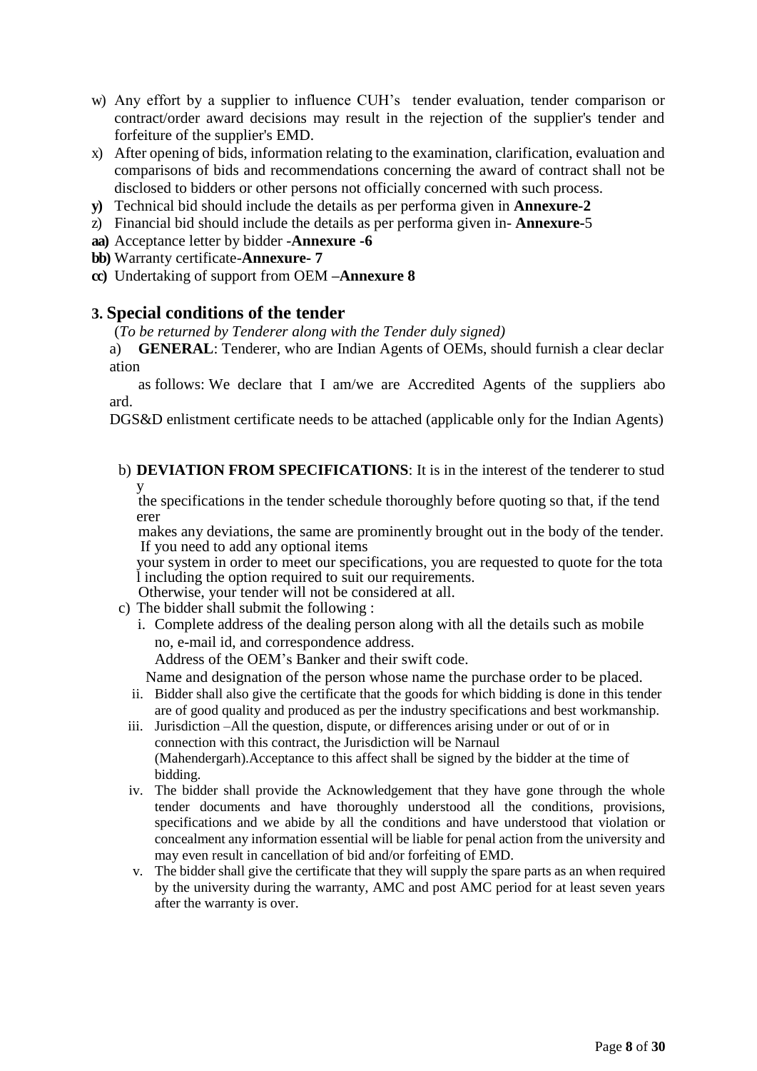w) Any effort by a supplier to influence CUH's tender evaluation, tender comparison or contract/order award decisions may result in the rejection of the supplier's tender and forfeiture of the supplier's EMD.

x) After opening of bids, information relating to the examination, clarification, evaluation and comparisons of bids and recommendations concerning the award of contract shall not be disclosed to bidders or other persons not officially concerned with such process.

**y)** Technical bid should include the details as per performa given in **Annexure-2**

z) Financial bid should include the details as per performa given in- **Annexure-**5

**aa)** Acceptance letter by bidder -**Annexure -6**

**bb)** Warranty certificate-**Annexure- 7**

**cc)** Undertaking of support from OEM –**Annexure 8**

## 3. Special conditions of the tender

(*To be returned by Tenderer along with the Tender duly signed)*

a) **GENERAL**: Tenderer, who are Indian Agents of OEMs, should furnish a clear declar ation

as follows: We declare that I am/we are Accredited Agents of the suppliers abo ard.

DGS&D enlistment certificate needs to be attached (applicable only for the Indian Agents)

b) **DEVIATION FROM SPECIFICATIONS**: It is in the interest of the tenderer to stud y

the specifications in the tender schedule thoroughly before quoting so that, if the tend erer

makes any deviations, the same are prominently brought out in the body of the tender. If you need to add any optional items

your system in order to meet our specifications, you are requested to quote for the tota l including the option required to suit our requirements.

Otherwise, your tender will not be considered at all.

c) The bidder shall submit the following :

i. Complete address of the dealing person along with all the details such as mobile no, e-mail id, and correspondence address.

Address of the OEM's Banker and their swift code.

Name and designation of the person whose name the purchase order to be placed.

ii. Bidder shall also give the certificate that the goods for which bidding is done in this tender are of good quality and produced as per the industry specifications and best workmanship.

iii. Jurisdiction –All the question, dispute, or differences arising under or out of or in connection with this contract, the Jurisdiction will be Narnaul (Mahendergarh).Acceptance to this affect shall be signed by the bidder at the time of bidding.

iv. The bidder shall provide the Acknowledgement that they have gone through the whole tender documents and have thoroughly understood all the conditions, provisions, specifications and we abide by all the conditions and have understood that violation or concealment any information essential will be liable for penal action from the university and may even result in cancellation of bid and/or forfeiting of EMD.

v. The bidder shall give the certificate that they will supply the spare parts as an when required by the university during the warranty, AMC and post AMC period for at least seven years after the warranty is over.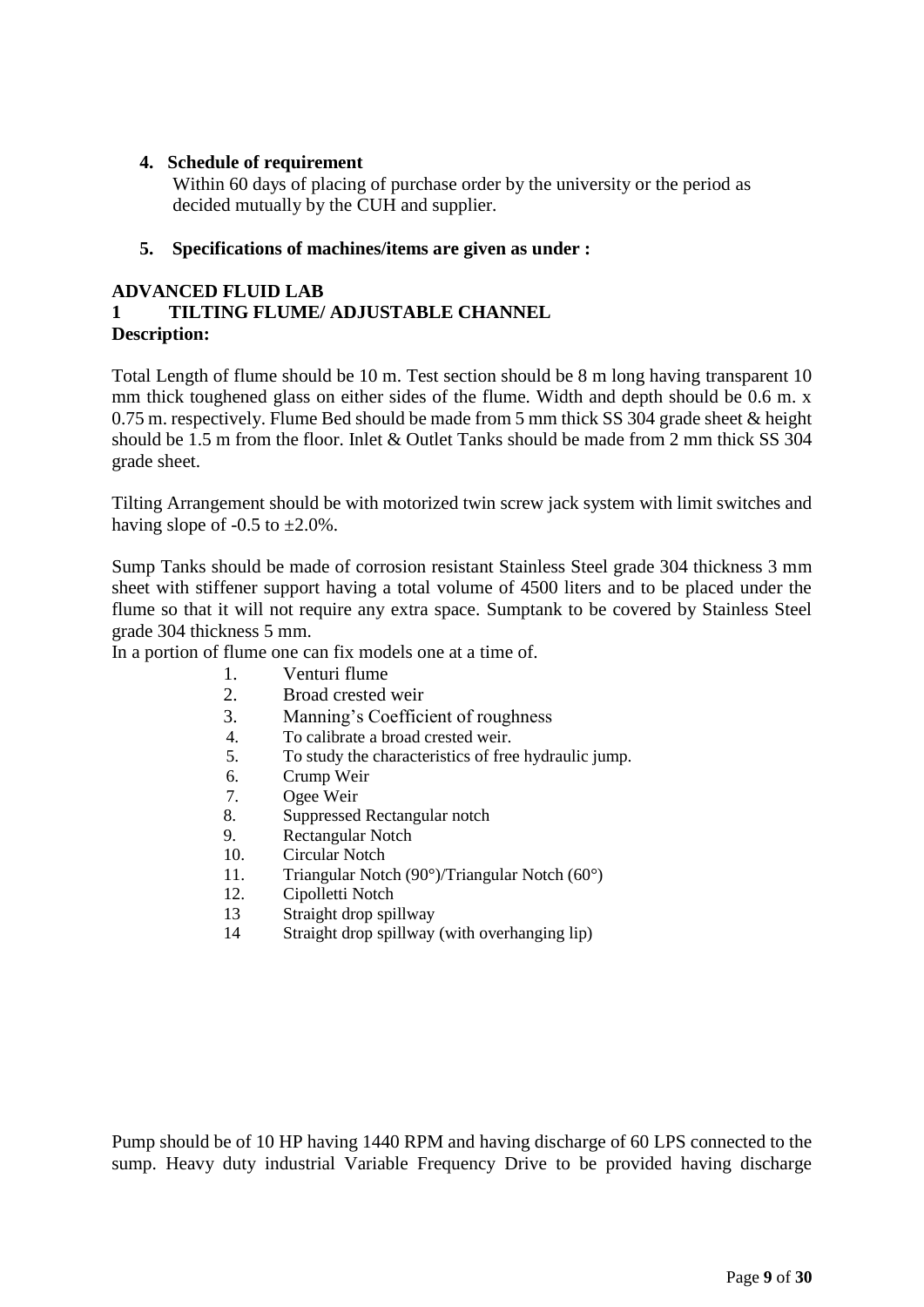**4. Schedule of requirement**

Within 60 days of placing of purchase order by the university or the period as decided mutually by the CUH and supplier.

**5. Specifications of machines/items are given as under :**

**ADVANCED FLUID LAB**

**1 TILTING FLUME/ ADJUSTABLE CHANNEL**

**Description:**

Total Length of flume should be 10 m. Test section should be 8 m long having transparent 10 mm thick toughened glass on either sides of the flume. Width and depth should be 0.6 m. x 0.75 m. respectively. Flume Bed should be made from 5 mm thick SS 304 grade sheet & height should be 1.5 m from the floor. Inlet & Outlet Tanks should be made from 2 mm thick SS 304 grade sheet.

Tilting Arrangement should be with motorized twin screw jack system with limit switches and having slope of -0.5 to ±2.0%.

Sump Tanks should be made of corrosion resistant Stainless Steel grade 304 thickness 3 mm sheet with stiffener support having a total volume of 4500 liters and to be placed under the flume so that it will not require any extra space. Sumptank to be covered by Stainless Steel grade 304 thickness 5 mm.

In a portion of flume one can fix models one at a time of.

1. Venturi flume
2. Broad crested weir
3. Manning's Coefficient of roughness
4. To calibrate a broad crested weir.
5. To study the characteristics of free hydraulic jump.
6. Crump Weir
7. Ogee Weir
8. Suppressed Rectangular notch
9. Rectangular Notch
10. Circular Notch
11. Triangular Notch (90°)/Triangular Notch (60°)
12. Cipolletti Notch
13. Straight drop spillway
14. Straight drop spillway (with overhanging lip)

Pump should be of 10 HP having 1440 RPM and having discharge of 60 LPS connected to the sump. Heavy duty industrial Variable Frequency Drive to be provided having discharge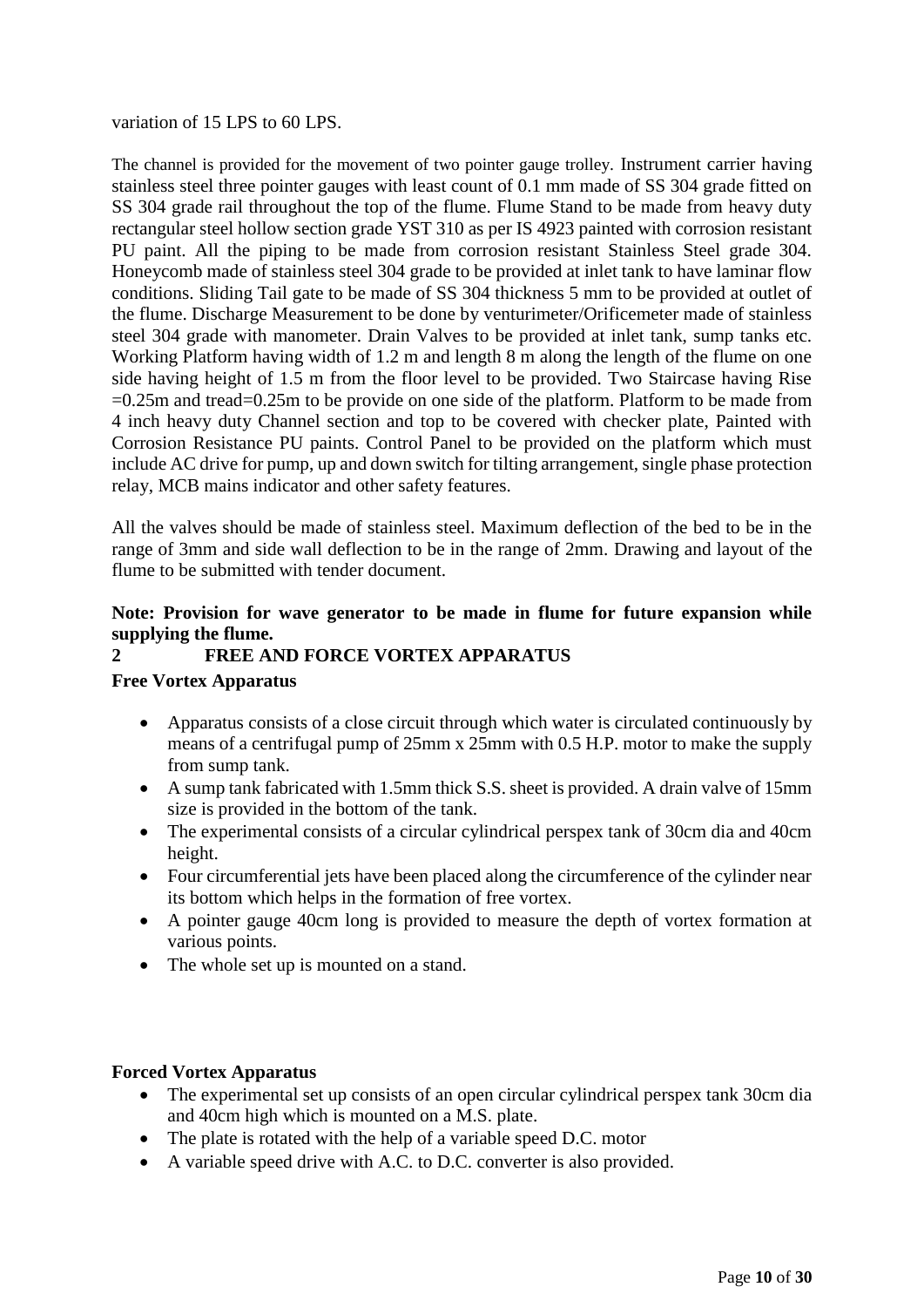variation of 15 LPS to 60 LPS.

The channel is provided for the movement of two pointer gauge trolley. Instrument carrier having stainless steel three pointer gauges with least count of 0.1 mm made of SS 304 grade fitted on SS 304 grade rail throughout the top of the flume. Flume Stand to be made from heavy duty rectangular steel hollow section grade YST 310 as per IS 4923 painted with corrosion resistant PU paint. All the piping to be made from corrosion resistant Stainless Steel grade 304. Honeycomb made of stainless steel 304 grade to be provided at inlet tank to have laminar flow conditions. Sliding Tail gate to be made of SS 304 thickness 5 mm to be provided at outlet of the flume. Discharge Measurement to be done by venturimeter/Orificemeter made of stainless steel 304 grade with manometer. Drain Valves to be provided at inlet tank, sump tanks etc. Working Platform having width of 1.2 m and length 8 m along the length of the flume on one side having height of 1.5 m from the floor level to be provided. Two Staircase having Rise =0.25m and tread=0.25m to be provide on one side of the platform. Platform to be made from 4 inch heavy duty Channel section and top to be covered with checker plate, Painted with Corrosion Resistance PU paints. Control Panel to be provided on the platform which must include AC drive for pump, up and down switch for tilting arrangement, single phase protection relay, MCB mains indicator and other safety features.

All the valves should be made of stainless steel. Maximum deflection of the bed to be in the range of 3mm and side wall deflection to be in the range of 2mm. Drawing and layout of the flume to be submitted with tender document.

**Note: Provision for wave generator to be made in flume for future expansion while supplying the flume.**

## 2 FREE AND FORCE VORTEX APPARATUS

**Free Vortex Apparatus**

- Apparatus consists of a close circuit through which water is circulated continuously by means of a centrifugal pump of 25mm x 25mm with 0.5 H.P. motor to make the supply from sump tank.
- A sump tank fabricated with 1.5mm thick S.S. sheet is provided. A drain valve of 15mm size is provided in the bottom of the tank.
- The experimental consists of a circular cylindrical perspex tank of 30cm dia and 40cm height.
- Four circumferential jets have been placed along the circumference of the cylinder near its bottom which helps in the formation of free vortex.
- A pointer gauge 40cm long is provided to measure the depth of vortex formation at various points.
- The whole set up is mounted on a stand.

**Forced Vortex Apparatus**

- The experimental set up consists of an open circular cylindrical perspex tank 30cm dia and 40cm high which is mounted on a M.S. plate.
- The plate is rotated with the help of a variable speed D.C. motor
- A variable speed drive with A.C. to D.C. converter is also provided.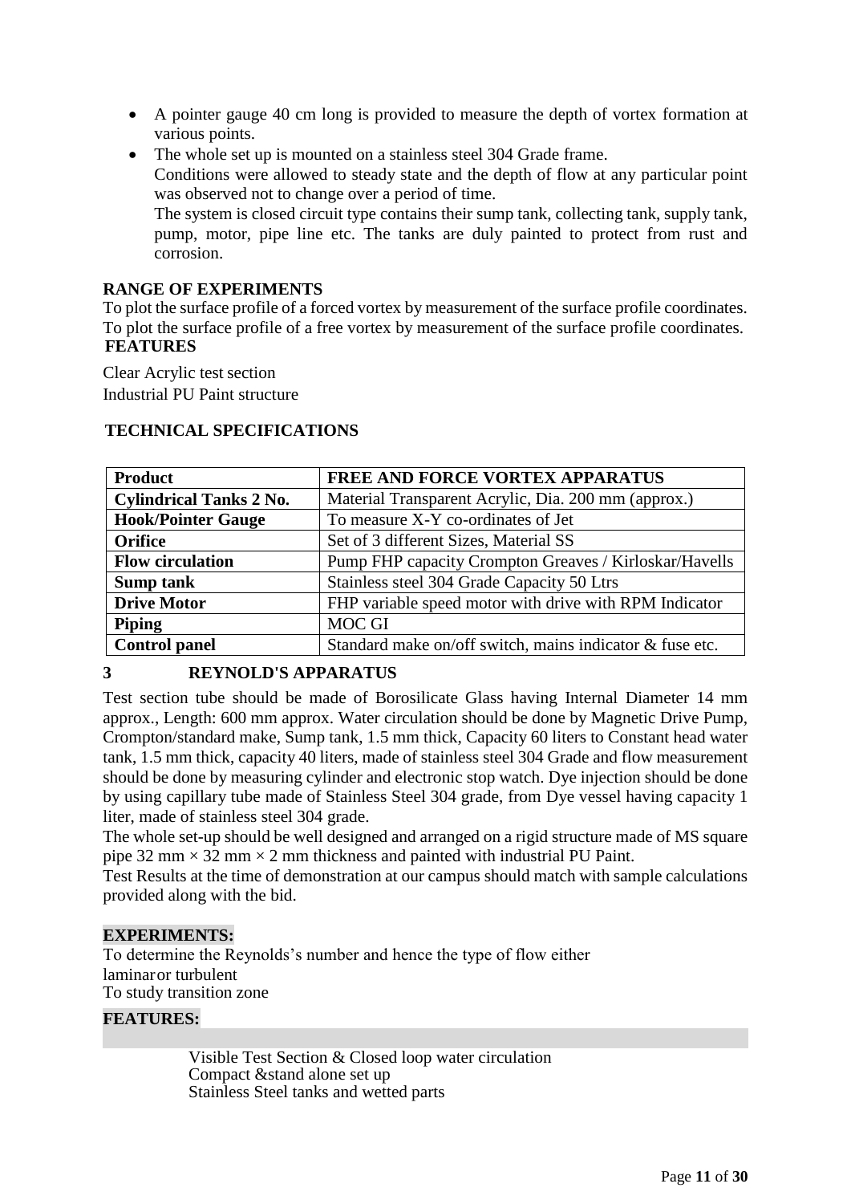- A pointer gauge 40 cm long is provided to measure the depth of vortex formation at various points.
- The whole set up is mounted on a stainless steel 304 Grade frame.
  Conditions were allowed to steady state and the depth of flow at any particular point was observed not to change over a period of time.
  The system is closed circuit type contains their sump tank, collecting tank, supply tank, pump, motor, pipe line etc. The tanks are duly painted to protect from rust and corrosion.

**RANGE OF EXPERIMENTS**

To plot the surface profile of a forced vortex by measurement of the surface profile coordinates.
To plot the surface profile of a free vortex by measurement of the surface profile coordinates.

**FEATURES**

Clear Acrylic test section
Industrial PU Paint structure

**TECHNICAL SPECIFICATIONS**

| **Product** | **FREE AND FORCE VORTEX APPARATUS** |
|---|---|
| **Cylindrical Tanks 2 No.** | Material Transparent Acrylic, Dia. 200 mm (approx.) |
| **Hook/Pointer Gauge** | To measure X-Y co-ordinates of Jet |
| **Orifice** | Set of 3 different Sizes, Material SS |
| **Flow circulation** | Pump FHP capacity Crompton Greaves / Kirloskar/Havells |
| **Sump tank** | Stainless steel 304 Grade Capacity 50 Ltrs |
| **Drive Motor** | FHP variable speed motor with drive with RPM Indicator |
| **Piping** | MOC GI |
| **Control panel** | Standard make on/off switch, mains indicator & fuse etc. |

## 3 REYNOLD'S APPARATUS

Test section tube should be made of Borosilicate Glass having Internal Diameter 14 mm approx., Length: 600 mm approx. Water circulation should be done by Magnetic Drive Pump, Crompton/standard make, Sump tank, 1.5 mm thick, Capacity 60 liters to Constant head water tank, 1.5 mm thick, capacity 40 liters, made of stainless steel 304 Grade and flow measurement should be done by measuring cylinder and electronic stop watch. Dye injection should be done by using capillary tube made of Stainless Steel 304 grade, from Dye vessel having capacity 1 liter, made of stainless steel 304 grade.

The whole set-up should be well designed and arranged on a rigid structure made of MS square pipe 32 mm × 32 mm × 2 mm thickness and painted with industrial PU Paint.

Test Results at the time of demonstration at our campus should match with sample calculations provided along with the bid.

**EXPERIMENTS:**

To determine the Reynolds's number and hence the type of flow either laminar or turbulent
To study transition zone

**FEATURES:**

Visible Test Section & Closed loop water circulation
Compact &stand alone set up
Stainless Steel tanks and wetted parts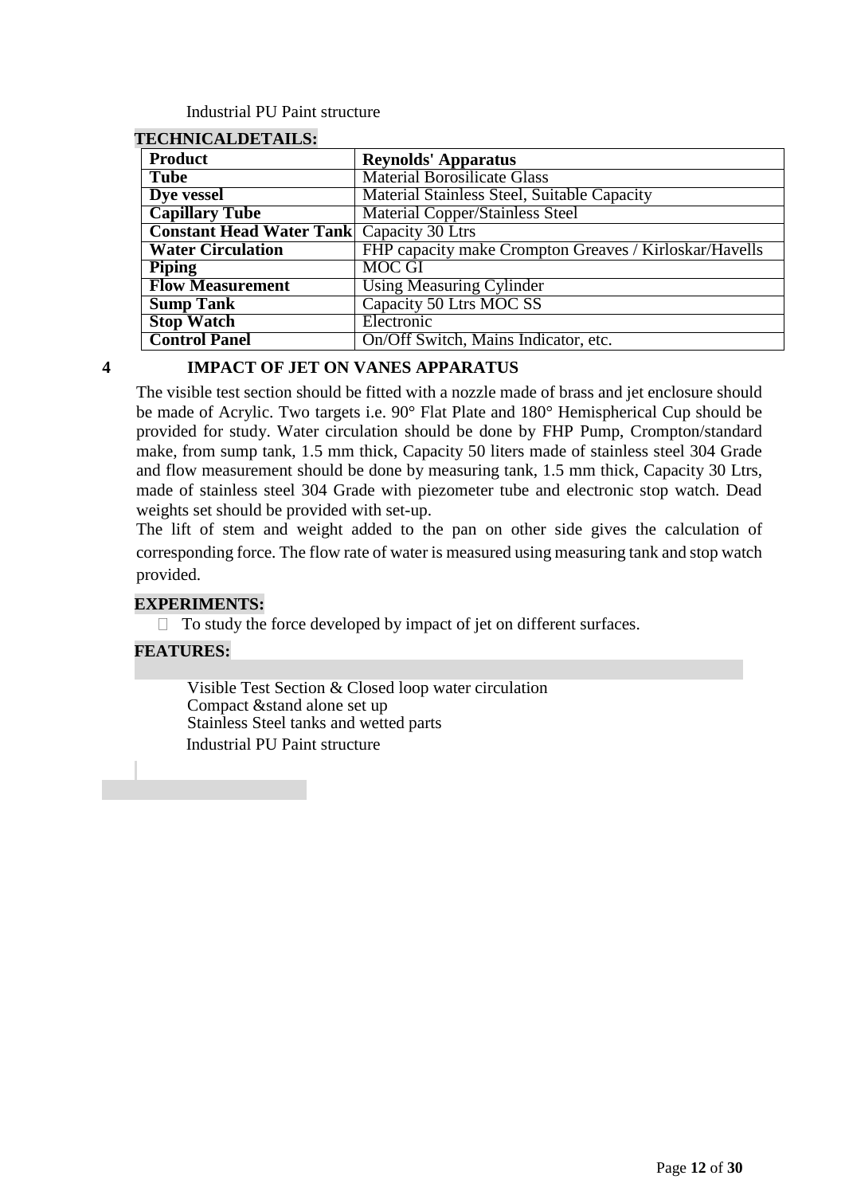Industrial PU Paint structure

**TECHNICALDETAILS:**

| Product | Reynolds' Apparatus |
|---|---|
| **Tube** | Material Borosilicate Glass |
| **Dye vessel** | Material Stainless Steel, Suitable Capacity |
| **Capillary Tube** | Material Copper/Stainless Steel |
| **Constant Head Water Tank** | Capacity 30 Ltrs |
| **Water Circulation** | FHP capacity make Crompton Greaves / Kirloskar/Havells |
| **Piping** | MOC GI |
| **Flow Measurement** | Using Measuring Cylinder |
| **Sump Tank** | Capacity 50 Ltrs MOC SS |
| **Stop Watch** | Electronic |
| **Control Panel** | On/Off Switch, Mains Indicator, etc. |

## 4 IMPACT OF JET ON VANES APPARATUS

The visible test section should be fitted with a nozzle made of brass and jet enclosure should be made of Acrylic. Two targets i.e. 90° Flat Plate and 180° Hemispherical Cup should be provided for study. Water circulation should be done by FHP Pump, Crompton/standard make, from sump tank, 1.5 mm thick, Capacity 50 liters made of stainless steel 304 Grade and flow measurement should be done by measuring tank, 1.5 mm thick, Capacity 30 Ltrs, made of stainless steel 304 Grade with piezometer tube and electronic stop watch. Dead weights set should be provided with set-up.

The lift of stem and weight added to the pan on other side gives the calculation of corresponding force. The flow rate of water is measured using measuring tank and stop watch provided.

**EXPERIMENTS:**

- To study the force developed by impact of jet on different surfaces.

**FEATURES:**

Visible Test Section & Closed loop water circulation
Compact &stand alone set up
Stainless Steel tanks and wetted parts
Industrial PU Paint structure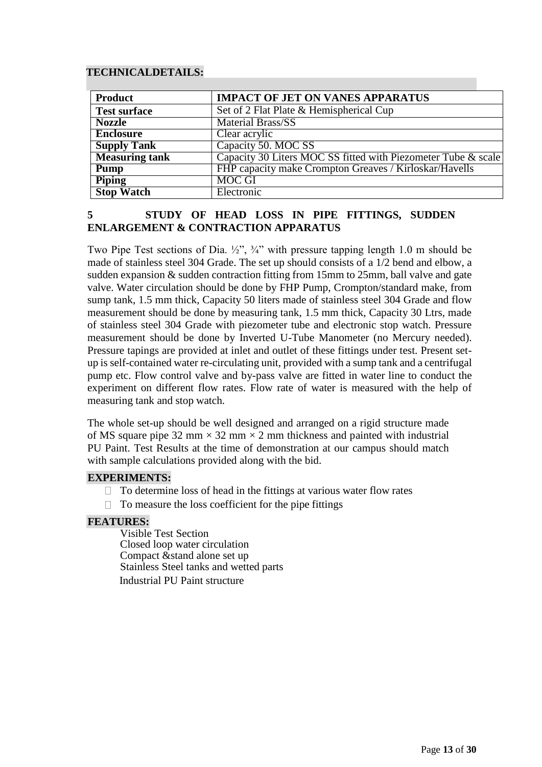**TECHNICALDETAILS:**

| Product | IMPACT OF JET ON VANES APPARATUS |
|---|---|
| Test surface | Set of 2 Flat Plate & Hemispherical Cup |
| Nozzle | Material Brass/SS |
| Enclosure | Clear acrylic |
| Supply Tank | Capacity 50. MOC SS |
| Measuring tank | Capacity 30 Liters MOC SS fitted with Piezometer Tube & scale |
| Pump | FHP capacity make Crompton Greaves / Kirloskar/Havells |
| Piping | MOC GI |
| Stop Watch | Electronic |

## 5 STUDY OF HEAD LOSS IN PIPE FITTINGS, SUDDEN ENLARGEMENT & CONTRACTION APPARATUS

Two Pipe Test sections of Dia. ½", ¾" with pressure tapping length 1.0 m should be made of stainless steel 304 Grade. The set up should consists of a 1/2 bend and elbow, a sudden expansion & sudden contraction fitting from 15mm to 25mm, ball valve and gate valve. Water circulation should be done by FHP Pump, Crompton/standard make, from sump tank, 1.5 mm thick, Capacity 50 liters made of stainless steel 304 Grade and flow measurement should be done by measuring tank, 1.5 mm thick, Capacity 30 Ltrs, made of stainless steel 304 Grade with piezometer tube and electronic stop watch. Pressure measurement should be done by Inverted U-Tube Manometer (no Mercury needed). Pressure tapings are provided at inlet and outlet of these fittings under test. Present set-up is self-contained water re-circulating unit, provided with a sump tank and a centrifugal pump etc. Flow control valve and by-pass valve are fitted in water line to conduct the experiment on different flow rates. Flow rate of water is measured with the help of measuring tank and stop watch.

The whole set-up should be well designed and arranged on a rigid structure made of MS square pipe 32 mm × 32 mm × 2 mm thickness and painted with industrial PU Paint. Test Results at the time of demonstration at our campus should match with sample calculations provided along with the bid.

**EXPERIMENTS:**

- To determine loss of head in the fittings at various water flow rates
- To measure the loss coefficient for the pipe fittings

**FEATURES:**

Visible Test Section
Closed loop water circulation
Compact &stand alone set up
Stainless Steel tanks and wetted parts
Industrial PU Paint structure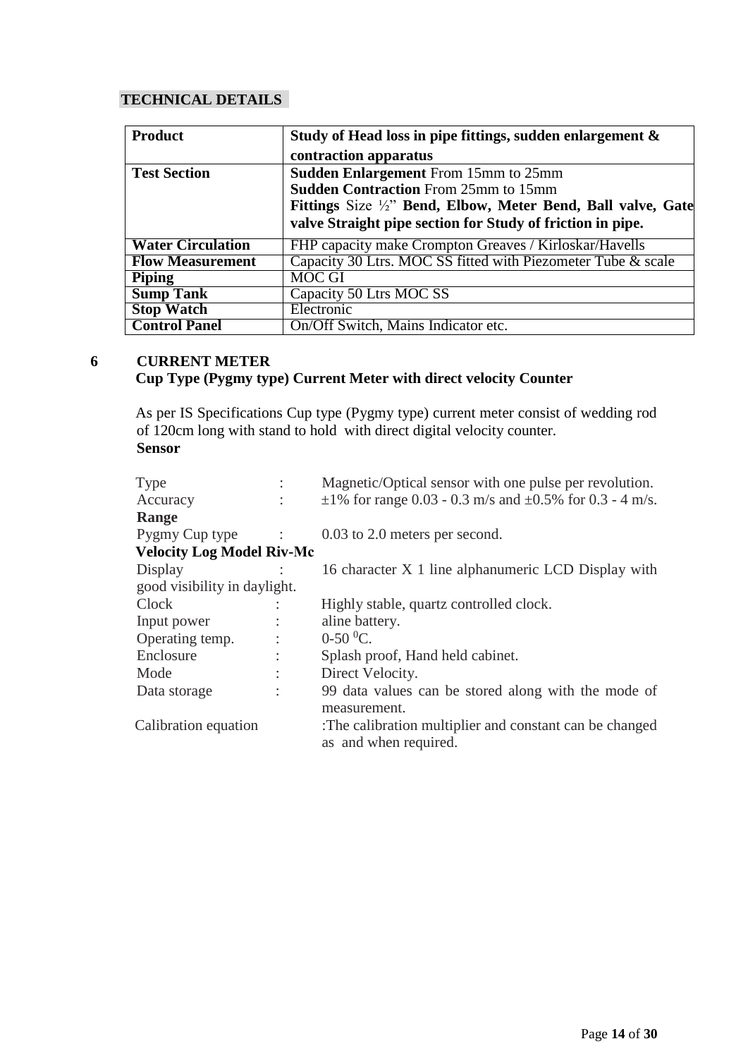**TECHNICAL DETAILS**

| **Product** | **Study of Head loss in pipe fittings, sudden enlargement & contraction apparatus** |
|---|---|
| **Test Section** | **Sudden Enlargement** From 15mm to 25mm<br>**Sudden Contraction** From 25mm to 15mm<br>**Fittings** Size ½" **Bend, Elbow, Meter Bend, Ball valve, Gate valve Straight pipe section for Study of friction in pipe.** |
| **Water Circulation** | FHP capacity make Crompton Greaves / Kirloskar/Havells |
| **Flow Measurement** | Capacity 30 Ltrs. MOC SS fitted with Piezometer Tube & scale |
| **Piping** | MOC GI |
| **Sump Tank** | Capacity 50 Ltrs MOC SS |
| **Stop Watch** | Electronic |
| **Control Panel** | On/Off Switch, Mains Indicator etc. |

## 6 CURRENT METER

**Cup Type (Pygmy type) Current Meter with direct velocity Counter**

As per IS Specifications Cup type (Pygmy type) current meter consist of wedding rod of 120cm long with stand to hold with direct digital velocity counter.

**Sensor**

Type : Magnetic/Optical sensor with one pulse per revolution.

Accuracy : ±1% for range 0.03 - 0.3 m/s and ±0.5% for 0.3 - 4 m/s.

**Range**

Pygmy Cup type : 0.03 to 2.0 meters per second.

**Velocity Log Model Riv-Mc**

Display : 16 character X 1 line alphanumeric LCD Display with good visibility in daylight.

Clock : Highly stable, quartz controlled clock.

Input power : aline battery.

Operating temp. : 0-50 $^{0}$C.

Enclosure : Splash proof, Hand held cabinet.

Mode : Direct Velocity.

Data storage : 99 data values can be stored along with the mode of measurement.

Calibration equation :The calibration multiplier and constant can be changed as and when required.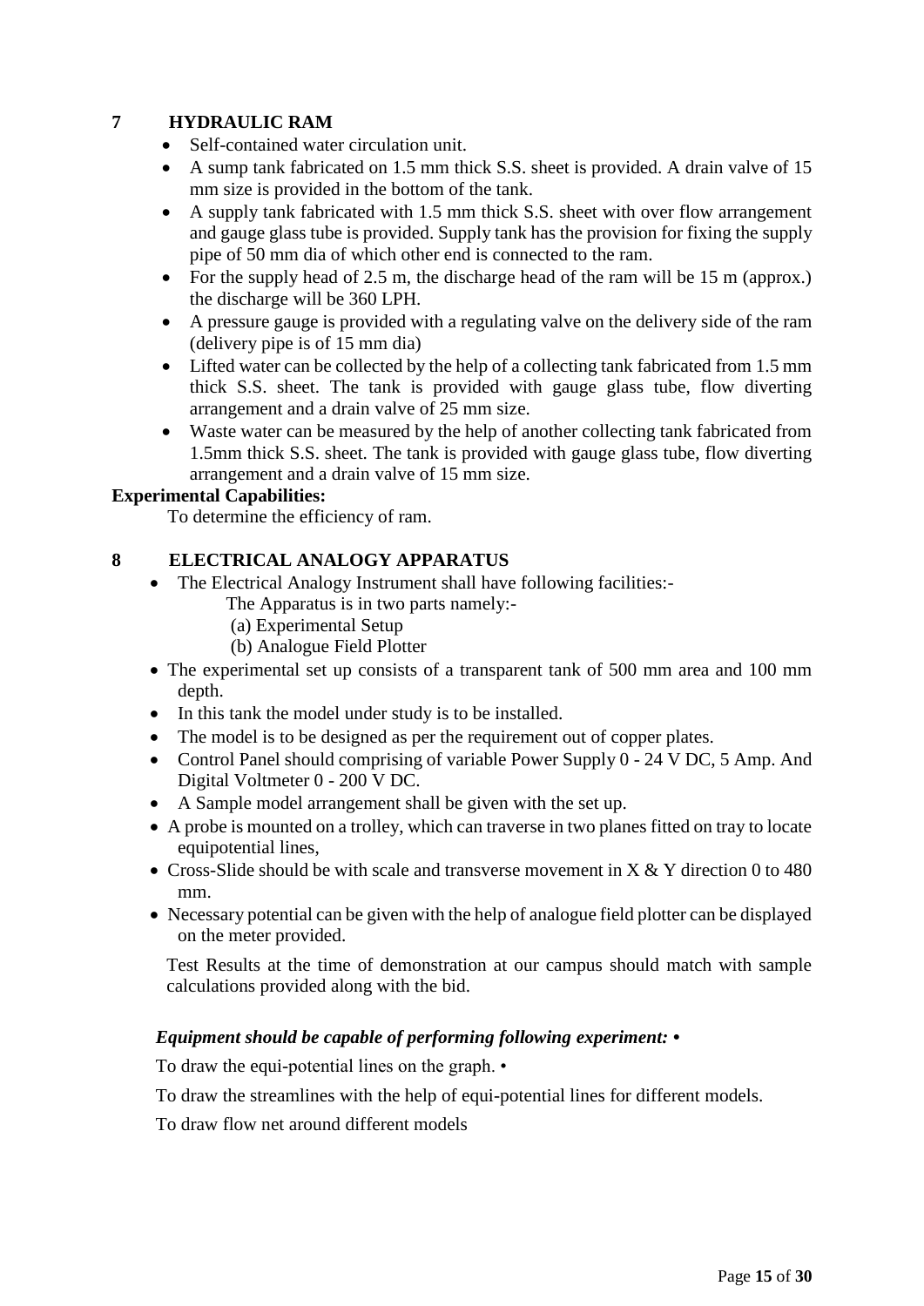## 7 HYDRAULIC RAM

- Self-contained water circulation unit.
- A sump tank fabricated on 1.5 mm thick S.S. sheet is provided. A drain valve of 15 mm size is provided in the bottom of the tank.
- A supply tank fabricated with 1.5 mm thick S.S. sheet with over flow arrangement and gauge glass tube is provided. Supply tank has the provision for fixing the supply pipe of 50 mm dia of which other end is connected to the ram.
- For the supply head of 2.5 m, the discharge head of the ram will be 15 m (approx.) the discharge will be 360 LPH.
- A pressure gauge is provided with a regulating valve on the delivery side of the ram (delivery pipe is of 15 mm dia)
- Lifted water can be collected by the help of a collecting tank fabricated from 1.5 mm thick S.S. sheet. The tank is provided with gauge glass tube, flow diverting arrangement and a drain valve of 25 mm size.
- Waste water can be measured by the help of another collecting tank fabricated from 1.5mm thick S.S. sheet. The tank is provided with gauge glass tube, flow diverting arrangement and a drain valve of 15 mm size.

**Experimental Capabilities:**

To determine the efficiency of ram.

## 8 ELECTRICAL ANALOGY APPARATUS

- The Electrical Analogy Instrument shall have following facilities:-

  The Apparatus is in two parts namely:-

  (a) Experimental Setup

  (b) Analogue Field Plotter
- The experimental set up consists of a transparent tank of 500 mm area and 100 mm depth.
- In this tank the model under study is to be installed.
- The model is to be designed as per the requirement out of copper plates.
- Control Panel should comprising of variable Power Supply 0 - 24 V DC, 5 Amp. And Digital Voltmeter 0 - 200 V DC.
- A Sample model arrangement shall be given with the set up.
- A probe is mounted on a trolley, which can traverse in two planes fitted on tray to locate equipotential lines,
- Cross-Slide should be with scale and transverse movement in X & Y direction 0 to 480 mm.
- Necessary potential can be given with the help of analogue field plotter can be displayed on the meter provided.

Test Results at the time of demonstration at our campus should match with sample calculations provided along with the bid.

***Equipment should be capable of performing following experiment: •***

To draw the equi-potential lines on the graph. •

To draw the streamlines with the help of equi-potential lines for different models.

To draw flow net around different models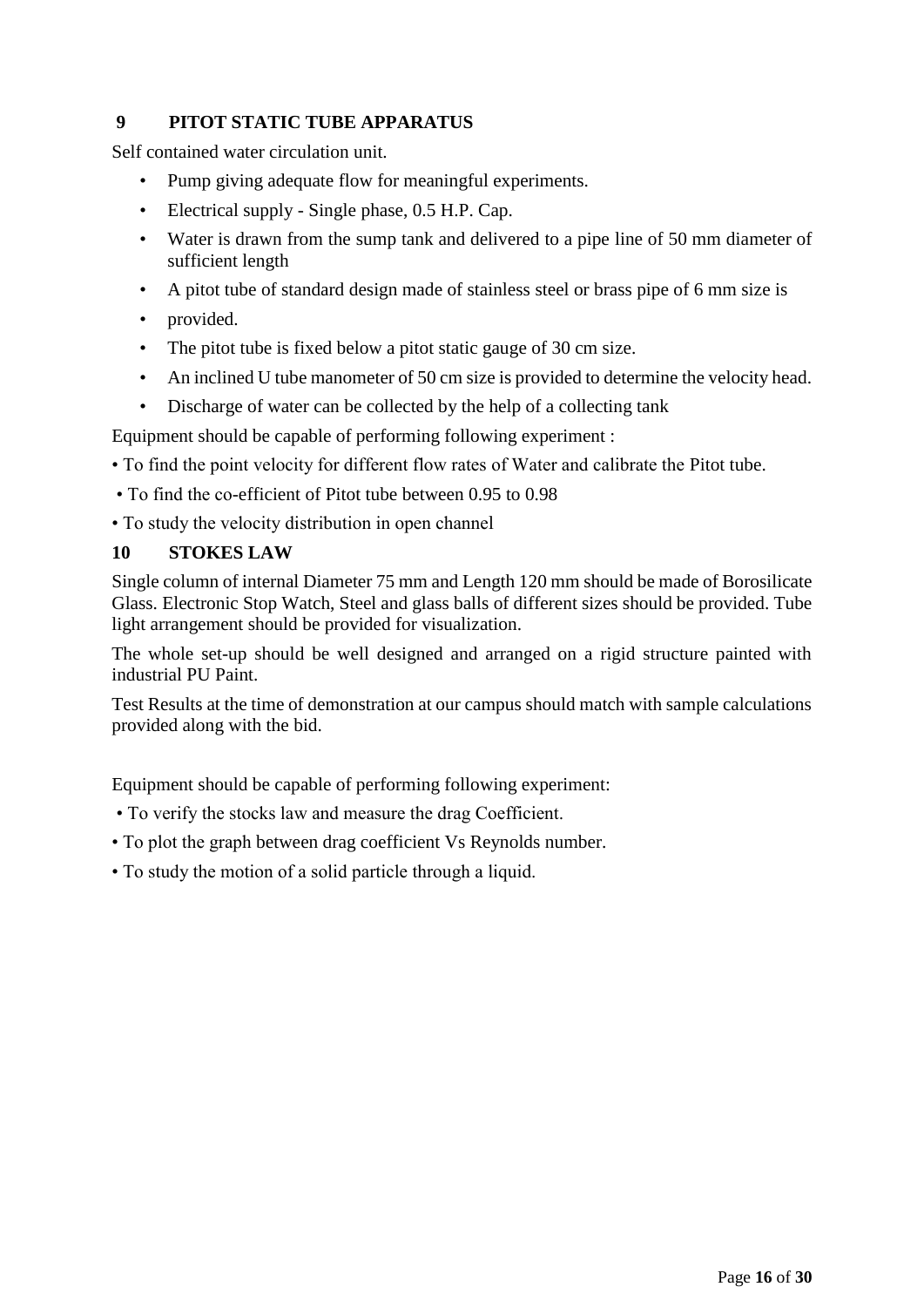## 9 PITOT STATIC TUBE APPARATUS

Self contained water circulation unit.

- Pump giving adequate flow for meaningful experiments.
- Electrical supply - Single phase, 0.5 H.P. Cap.
- Water is drawn from the sump tank and delivered to a pipe line of 50 mm diameter of sufficient length
- A pitot tube of standard design made of stainless steel or brass pipe of 6 mm size is
- provided.
- The pitot tube is fixed below a pitot static gauge of 30 cm size.
- An inclined U tube manometer of 50 cm size is provided to determine the velocity head.
- Discharge of water can be collected by the help of a collecting tank

Equipment should be capable of performing following experiment :

- To find the point velocity for different flow rates of Water and calibrate the Pitot tube.
- To find the co-efficient of Pitot tube between 0.95 to 0.98
- To study the velocity distribution in open channel

## 10 STOKES LAW

Single column of internal Diameter 75 mm and Length 120 mm should be made of Borosilicate Glass. Electronic Stop Watch, Steel and glass balls of different sizes should be provided. Tube light arrangement should be provided for visualization.

The whole set-up should be well designed and arranged on a rigid structure painted with industrial PU Paint.

Test Results at the time of demonstration at our campus should match with sample calculations provided along with the bid.

Equipment should be capable of performing following experiment:

- To verify the stocks law and measure the drag Coefficient.
- To plot the graph between drag coefficient Vs Reynolds number.
- To study the motion of a solid particle through a liquid.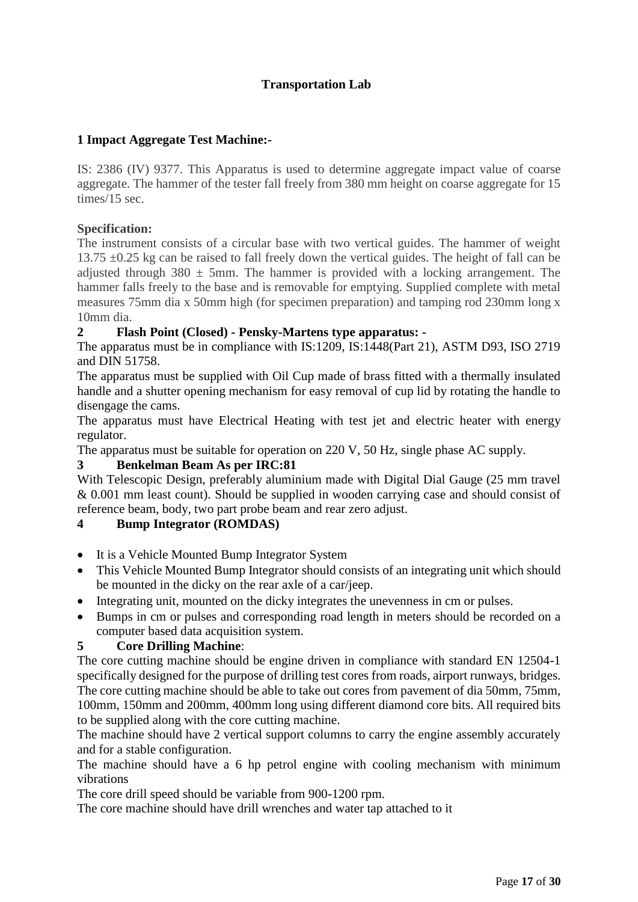## Transportation Lab

### 1 Impact Aggregate Test Machine:-

IS: 2386 (IV) 9377. This Apparatus is used to determine aggregate impact value of coarse aggregate. The hammer of the tester fall freely from 380 mm height on coarse aggregate for 15 times/15 sec.

**Specification:**

The instrument consists of a circular base with two vertical guides. The hammer of weight 13.75 ±0.25 kg can be raised to fall freely down the vertical guides. The height of fall can be adjusted through 380 ± 5mm. The hammer is provided with a locking arrangement. The hammer falls freely to the base and is removable for emptying. Supplied complete with metal measures 75mm dia x 50mm high (for specimen preparation) and tamping rod 230mm long x 10mm dia.

### 2 Flash Point (Closed) - Pensky-Martens type apparatus: -

The apparatus must be in compliance with IS:1209, IS:1448(Part 21), ASTM D93, ISO 2719 and DIN 51758.

The apparatus must be supplied with Oil Cup made of brass fitted with a thermally insulated handle and a shutter opening mechanism for easy removal of cup lid by rotating the handle to disengage the cams.

The apparatus must have Electrical Heating with test jet and electric heater with energy regulator.

The apparatus must be suitable for operation on 220 V, 50 Hz, single phase AC supply.

### 3 Benkelman Beam As per IRC:81

With Telescopic Design, preferably aluminium made with Digital Dial Gauge (25 mm travel & 0.001 mm least count). Should be supplied in wooden carrying case and should consist of reference beam, body, two part probe beam and rear zero adjust.

### 4 Bump Integrator (ROMDAS)

- It is a Vehicle Mounted Bump Integrator System
- This Vehicle Mounted Bump Integrator should consists of an integrating unit which should be mounted in the dicky on the rear axle of a car/jeep.
- Integrating unit, mounted on the dicky integrates the unevenness in cm or pulses.
- Bumps in cm or pulses and corresponding road length in meters should be recorded on a computer based data acquisition system.

### 5 Core Drilling Machine:

The core cutting machine should be engine driven in compliance with standard EN 12504-1 specifically designed for the purpose of drilling test cores from roads, airport runways, bridges. The core cutting machine should be able to take out cores from pavement of dia 50mm, 75mm, 100mm, 150mm and 200mm, 400mm long using different diamond core bits. All required bits to be supplied along with the core cutting machine.

The machine should have 2 vertical support columns to carry the engine assembly accurately and for a stable configuration.

The machine should have a 6 hp petrol engine with cooling mechanism with minimum vibrations

The core drill speed should be variable from 900-1200 rpm.

The core machine should have drill wrenches and water tap attached to it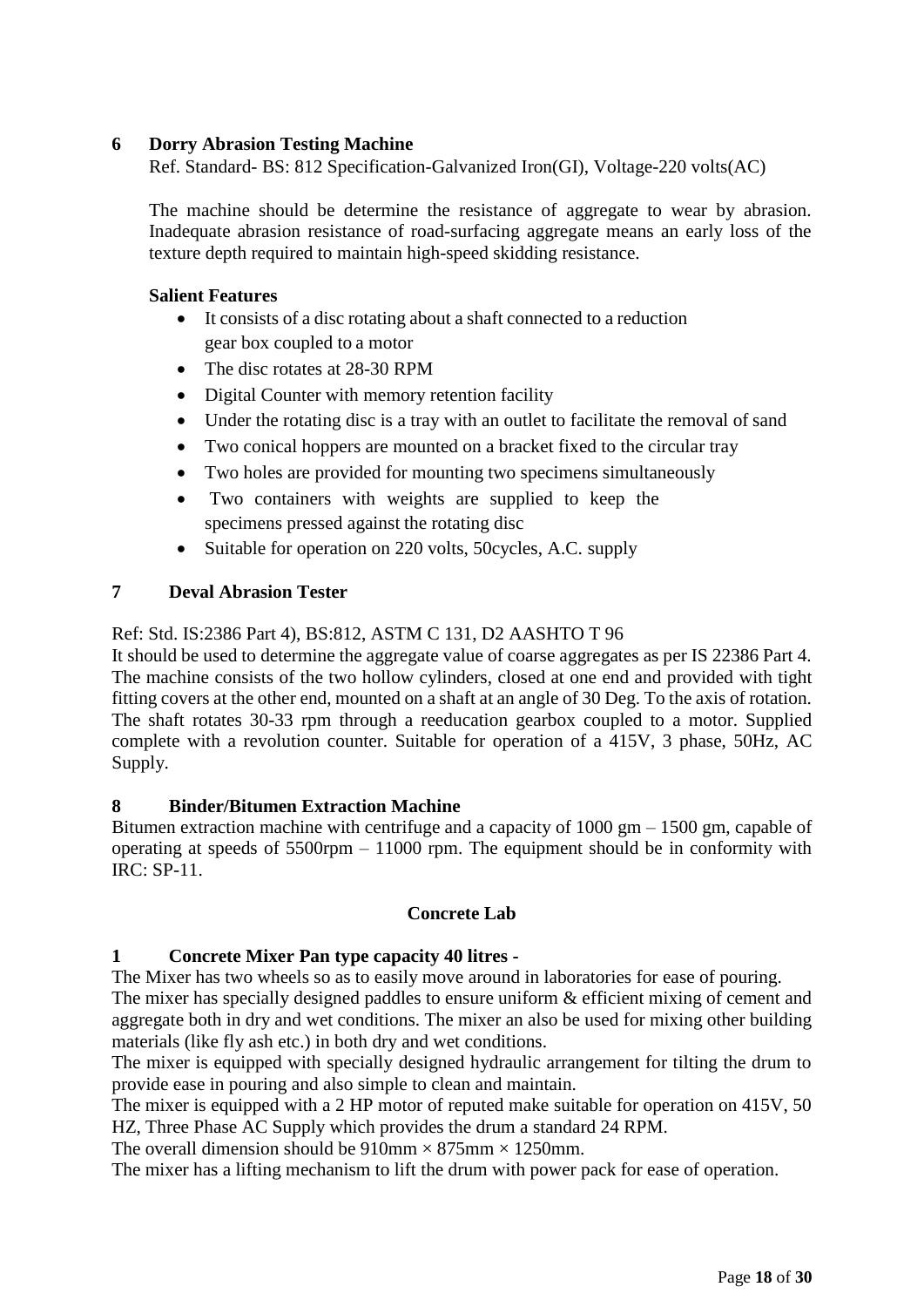**6 Dorry Abrasion Testing Machine**

Ref. Standard- BS: 812 Specification-Galvanized Iron(GI), Voltage-220 volts(AC)

The machine should be determine the resistance of aggregate to wear by abrasion. Inadequate abrasion resistance of road-surfacing aggregate means an early loss of the texture depth required to maintain high-speed skidding resistance.

**Salient Features**

- It consists of a disc rotating about a shaft connected to a reduction gear box coupled to a motor
- The disc rotates at 28-30 RPM
- Digital Counter with memory retention facility
- Under the rotating disc is a tray with an outlet to facilitate the removal of sand
- Two conical hoppers are mounted on a bracket fixed to the circular tray
- Two holes are provided for mounting two specimens simultaneously
- Two containers with weights are supplied to keep the specimens pressed against the rotating disc
- Suitable for operation on 220 volts, 50cycles, A.C. supply

**7 Deval Abrasion Tester**

Ref: Std. IS:2386 Part 4), BS:812, ASTM C 131, D2 AASHTO T 96

It should be used to determine the aggregate value of coarse aggregates as per IS 22386 Part 4. The machine consists of the two hollow cylinders, closed at one end and provided with tight fitting covers at the other end, mounted on a shaft at an angle of 30 Deg. To the axis of rotation. The shaft rotates 30-33 rpm through a reeducation gearbox coupled to a motor. Supplied complete with a revolution counter. Suitable for operation of a 415V, 3 phase, 50Hz, AC Supply.

**8 Binder/Bitumen Extraction Machine**

Bitumen extraction machine with centrifuge and a capacity of 1000 gm – 1500 gm, capable of operating at speeds of 5500rpm – 11000 rpm. The equipment should be in conformity with IRC: SP-11.

## Concrete Lab

**1 Concrete Mixer Pan type capacity 40 litres -**

The Mixer has two wheels so as to easily move around in laboratories for ease of pouring.

The mixer has specially designed paddles to ensure uniform & efficient mixing of cement and aggregate both in dry and wet conditions. The mixer an also be used for mixing other building materials (like fly ash etc.) in both dry and wet conditions.

The mixer is equipped with specially designed hydraulic arrangement for tilting the drum to provide ease in pouring and also simple to clean and maintain.

The mixer is equipped with a 2 HP motor of reputed make suitable for operation on 415V, 50 HZ, Three Phase AC Supply which provides the drum a standard 24 RPM.

The overall dimension should be 910mm × 875mm × 1250mm.

The mixer has a lifting mechanism to lift the drum with power pack for ease of operation.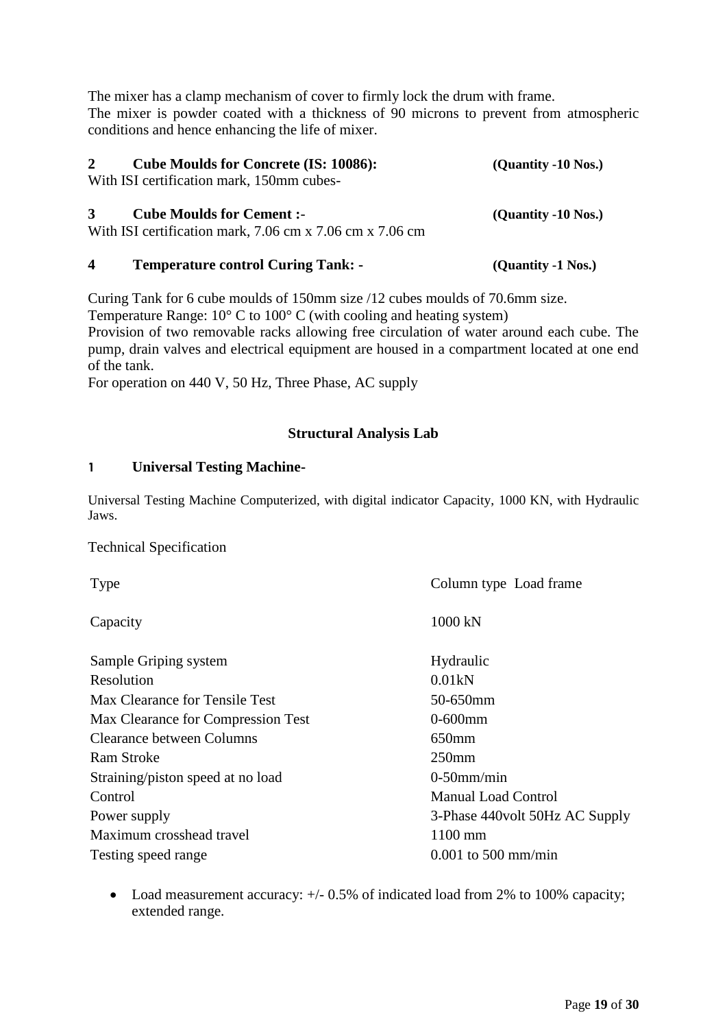The mixer has a clamp mechanism of cover to firmly lock the drum with frame.
The mixer is powder coated with a thickness of 90 microns to prevent from atmospheric conditions and hence enhancing the life of mixer.

**2 Cube Moulds for Concrete (IS: 10086): (Quantity -10 Nos.)**
With ISI certification mark, 150mm cubes-

**3 Cube Moulds for Cement :- (Quantity -10 Nos.)**
With ISI certification mark, 7.06 cm x 7.06 cm x 7.06 cm

**4 Temperature control Curing Tank: - (Quantity -1 Nos.)**

Curing Tank for 6 cube moulds of 150mm size /12 cubes moulds of 70.6mm size.
Temperature Range: 10° C to 100° C (with cooling and heating system)
Provision of two removable racks allowing free circulation of water around each cube. The pump, drain valves and electrical equipment are housed in a compartment located at one end of the tank.
For operation on 440 V, 50 Hz, Three Phase, AC supply

## Structural Analysis Lab

**1 Universal Testing Machine-**

Universal Testing Machine Computerized, with digital indicator Capacity, 1000 KN, with Hydraulic Jaws.

Technical Specification

| | |
|---|---|
| Type | Column type Load frame |
| Capacity | 1000 kN |
| Sample Griping system | Hydraulic |
| Resolution | 0.01kN |
| Max Clearance for Tensile Test | 50-650mm |
| Max Clearance for Compression Test | 0-600mm |
| Clearance between Columns | 650mm |
| Ram Stroke | 250mm |
| Straining/piston speed at no load | 0-50mm/min |
| Control | Manual Load Control |
| Power supply | 3-Phase 440volt 50Hz AC Supply |
| Maximum crosshead travel | 1100 mm |
| Testing speed range | 0.001 to 500 mm/min |

- Load measurement accuracy: +/- 0.5% of indicated load from 2% to 100% capacity; extended range.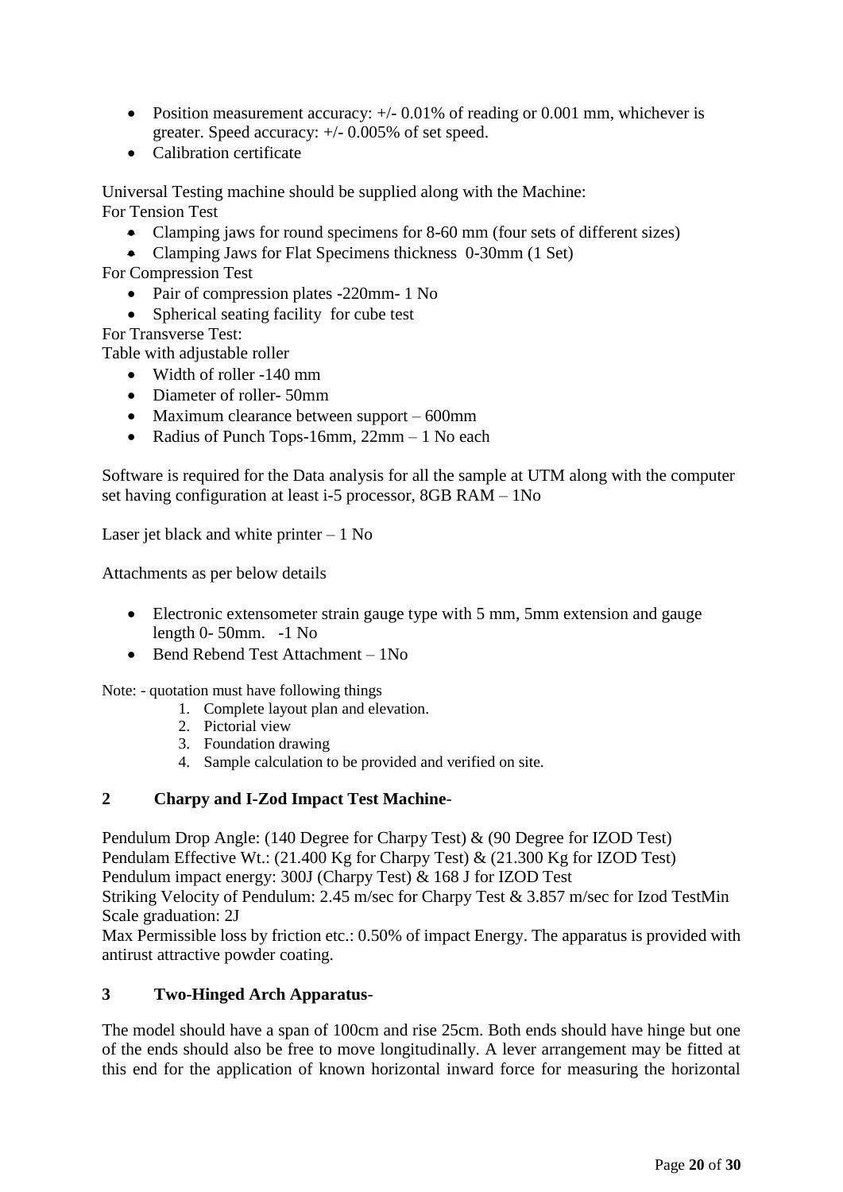- Position measurement accuracy: +/- 0.01% of reading or 0.001 mm, whichever is greater. Speed accuracy: +/- 0.005% of set speed.
- Calibration certificate

Universal Testing machine should be supplied along with the Machine:
For Tension Test

- Clamping jaws for round specimens for 8-60 mm (four sets of different sizes)
- Clamping Jaws for Flat Specimens thickness 0-30mm (1 Set)

For Compression Test

- Pair of compression plates -220mm- 1 No
- Spherical seating facility for cube test

For Transverse Test:
Table with adjustable roller

- Width of roller -140 mm
- Diameter of roller- 50mm
- Maximum clearance between support – 600mm
- Radius of Punch Tops-16mm, 22mm – 1 No each

Software is required for the Data analysis for all the sample at UTM along with the computer set having configuration at least i-5 processor, 8GB RAM – 1No

Laser jet black and white printer – 1 No

Attachments as per below details

- Electronic extensometer strain gauge type with 5 mm, 5mm extension and gauge length 0- 50mm. -1 No
- Bend Rebend Test Attachment – 1No

Note: - quotation must have following things

1. Complete layout plan and elevation.
2. Pictorial view
3. Foundation drawing
4. Sample calculation to be provided and verified on site.

## 2 Charpy and I-Zod Impact Test Machine-

Pendulum Drop Angle: (140 Degree for Charpy Test) & (90 Degree for IZOD Test)
Pendulam Effective Wt.: (21.400 Kg for Charpy Test) & (21.300 Kg for IZOD Test)
Pendulum impact energy: 300J (Charpy Test) & 168 J for IZOD Test
Striking Velocity of Pendulum: 2.45 m/sec for Charpy Test & 3.857 m/sec for Izod TestMin Scale graduation: 2J
Max Permissible loss by friction etc.: 0.50% of impact Energy. The apparatus is provided with antirust attractive powder coating.

## 3 Two-Hinged Arch Apparatus-

The model should have a span of 100cm and rise 25cm. Both ends should have hinge but one of the ends should also be free to move longitudinally. A lever arrangement may be fitted at this end for the application of known horizontal inward force for measuring the horizontal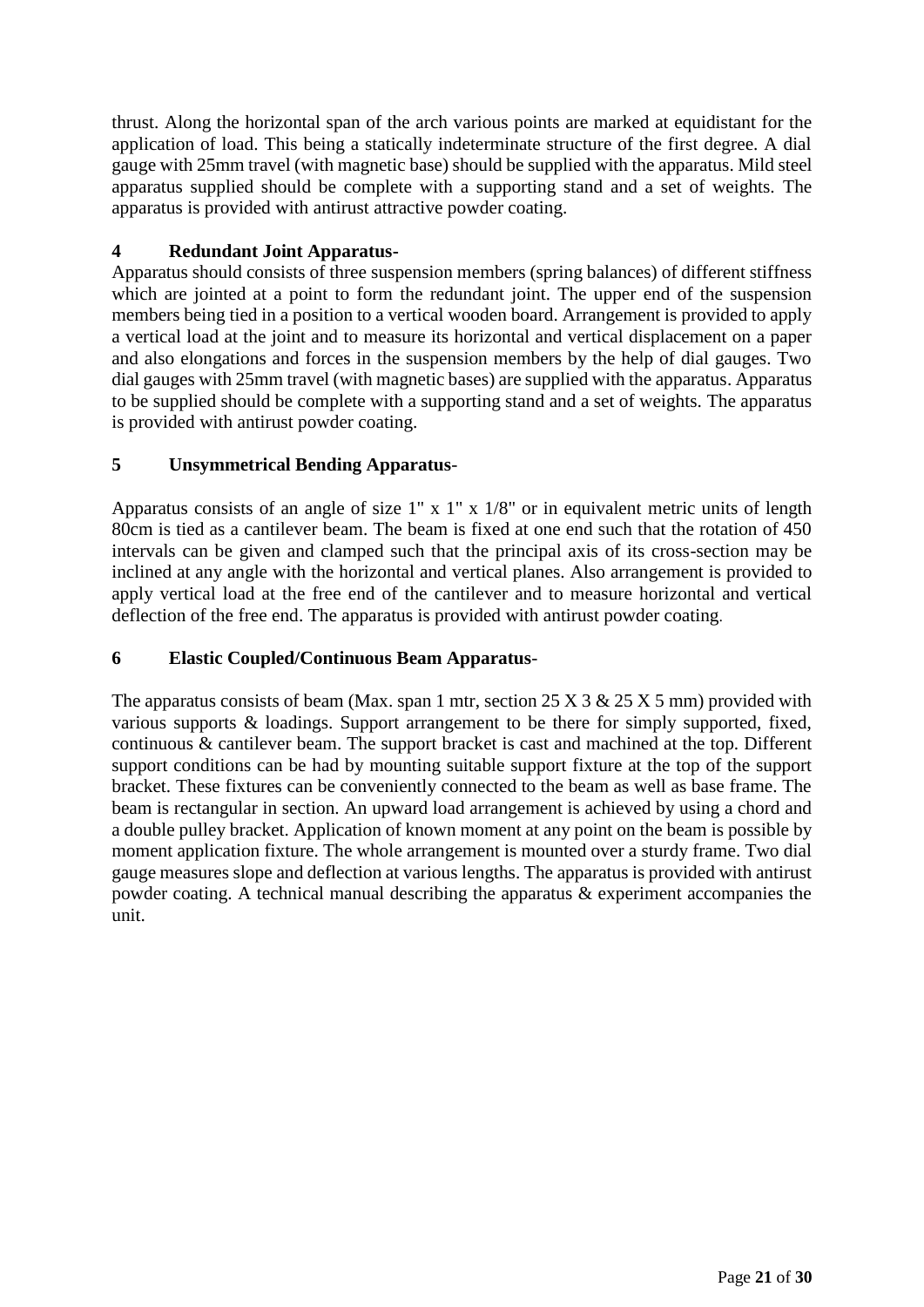thrust. Along the horizontal span of the arch various points are marked at equidistant for the application of load. This being a statically indeterminate structure of the first degree. A dial gauge with 25mm travel (with magnetic base) should be supplied with the apparatus. Mild steel apparatus supplied should be complete with a supporting stand and a set of weights. The apparatus is provided with antirust attractive powder coating.

### 4 Redundant Joint Apparatus-

Apparatus should consists of three suspension members (spring balances) of different stiffness which are jointed at a point to form the redundant joint. The upper end of the suspension members being tied in a position to a vertical wooden board. Arrangement is provided to apply a vertical load at the joint and to measure its horizontal and vertical displacement on a paper and also elongations and forces in the suspension members by the help of dial gauges. Two dial gauges with 25mm travel (with magnetic bases) are supplied with the apparatus. Apparatus to be supplied should be complete with a supporting stand and a set of weights. The apparatus is provided with antirust powder coating.

### 5 Unsymmetrical Bending Apparatus-

Apparatus consists of an angle of size 1" x 1" x 1/8" or in equivalent metric units of length 80cm is tied as a cantilever beam. The beam is fixed at one end such that the rotation of 450 intervals can be given and clamped such that the principal axis of its cross-section may be inclined at any angle with the horizontal and vertical planes. Also arrangement is provided to apply vertical load at the free end of the cantilever and to measure horizontal and vertical deflection of the free end. The apparatus is provided with antirust powder coating.

### 6 Elastic Coupled/Continuous Beam Apparatus-

The apparatus consists of beam (Max. span 1 mtr, section 25 X 3 & 25 X 5 mm) provided with various supports & loadings. Support arrangement to be there for simply supported, fixed, continuous & cantilever beam. The support bracket is cast and machined at the top. Different support conditions can be had by mounting suitable support fixture at the top of the support bracket. These fixtures can be conveniently connected to the beam as well as base frame. The beam is rectangular in section. An upward load arrangement is achieved by using a chord and a double pulley bracket. Application of known moment at any point on the beam is possible by moment application fixture. The whole arrangement is mounted over a sturdy frame. Two dial gauge measures slope and deflection at various lengths. The apparatus is provided with antirust powder coating. A technical manual describing the apparatus & experiment accompanies the unit.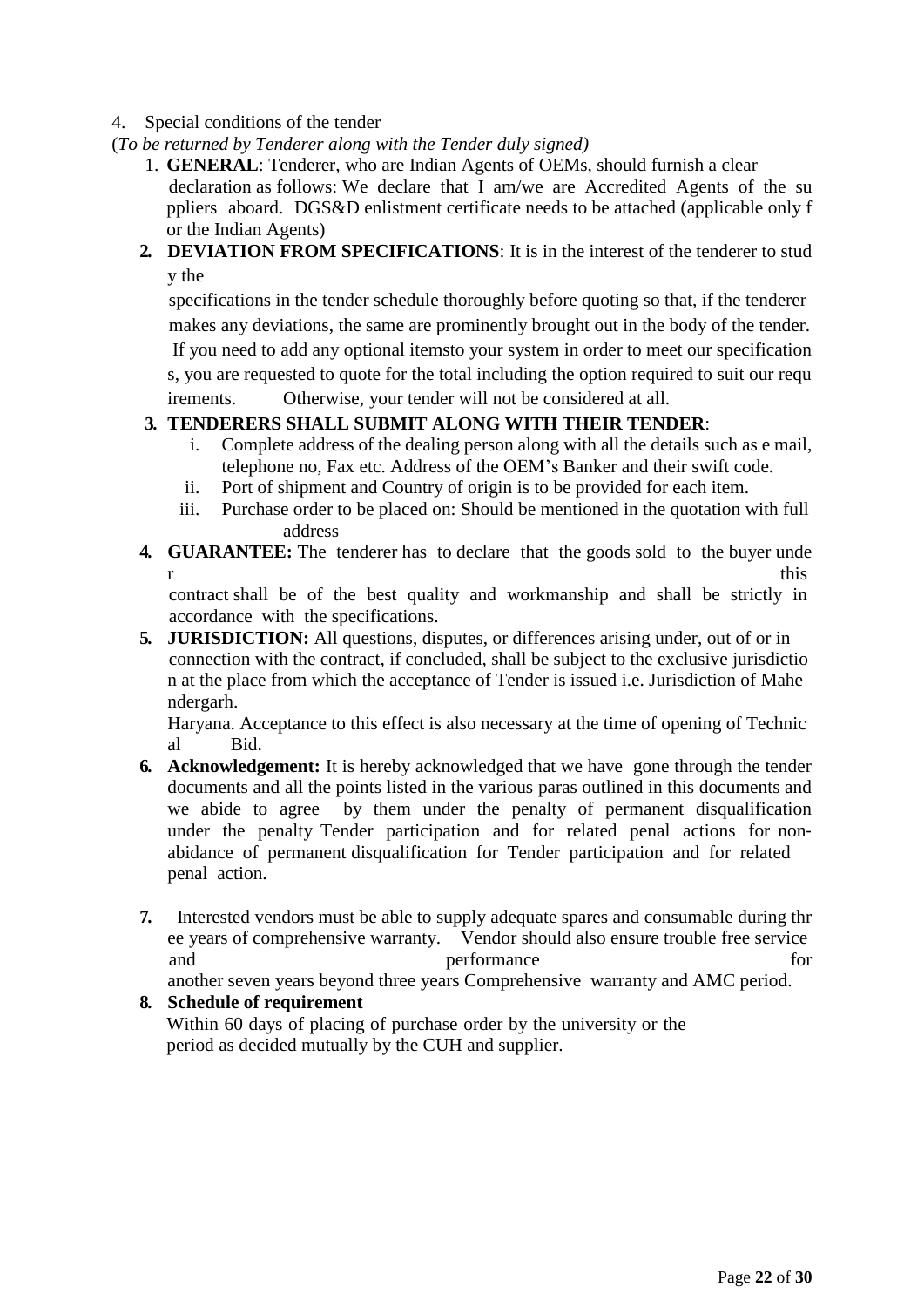4. Special conditions of the tender

(*To be returned by Tenderer along with the Tender duly signed)*

1. **GENERAL**: Tenderer, who are Indian Agents of OEMs, should furnish a clear declaration as follows: We declare that I am/we are Accredited Agents of the suppliers aboard. DGS&D enlistment certificate needs to be attached (applicable only for the Indian Agents)

2. **DEVIATION FROM SPECIFICATIONS**: It is in the interest of the tenderer to study the specifications in the tender schedule thoroughly before quoting so that, if the tenderer makes any deviations, the same are prominently brought out in the body of the tender. If you need to add any optional itemsto your system in order to meet our specifications, you are requested to quote for the total including the option required to suit our requirements. Otherwise, your tender will not be considered at all.

3. **TENDERERS SHALL SUBMIT ALONG WITH THEIR TENDER**:
   1. Complete address of the dealing person along with all the details such as e mail, telephone no, Fax etc. Address of the OEM's Banker and their swift code.
   2. Port of shipment and Country of origin is to be provided for each item.
   3. Purchase order to be placed on: Should be mentioned in the quotation with full address

4. **GUARANTEE:** The tenderer has to declare that the goods sold to the buyer under this contract shall be of the best quality and workmanship and shall be strictly in accordance with the specifications.

5. **JURISDICTION:** All questions, disputes, or differences arising under, out of or in connection with the contract, if concluded, shall be subject to the exclusive jurisdiction at the place from which the acceptance of Tender is issued i.e. Jurisdiction of Mahendergarh.

   Haryana. Acceptance to this effect is also necessary at the time of opening of Technical Bid.

6. **Acknowledgement:** It is hereby acknowledged that we have gone through the tender documents and all the points listed in the various paras outlined in this documents and we abide to agree by them under the penalty of permanent disqualification under the penalty Tender participation and for related penal actions for non-abidance of permanent disqualification for Tender participation and for related penal action.

7. Interested vendors must be able to supply adequate spares and consumable during three years of comprehensive warranty. Vendor should also ensure trouble free service and performance for another seven years beyond three years Comprehensive warranty and AMC period.

8. **Schedule of requirement**

   Within 60 days of placing of purchase order by the university or the period as decided mutually by the CUH and supplier.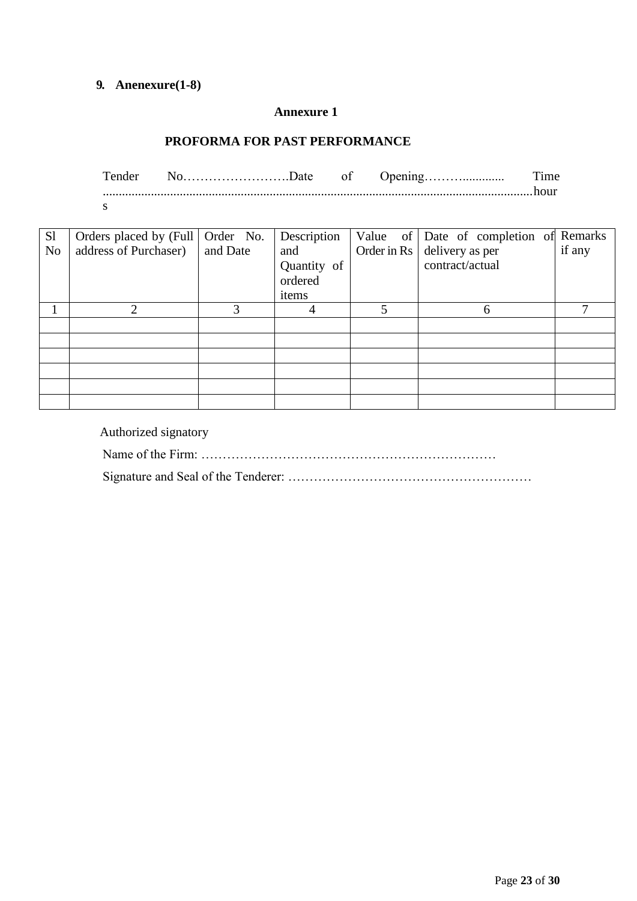**9. Anenexure(1-8)**

**Annexure 1**

**PROFORMA FOR PAST PERFORMANCE**

Tender No…………………….Date of Opening……….............. Time ....................................................................................................................................hours

| Sl No | Orders placed by (Full address of Purchaser) | Order No. and Date | Description and Quantity of ordered items | Value of Order in Rs | Date of completion of delivery as per contract/actual | Remarks if any |
|---|---|---|---|---|---|---|
| 1 | 2 | 3 | 4 | 5 | 6 | 7 |
| | | | | | | |
| | | | | | | |
| | | | | | | |
| | | | | | | |
| | | | | | | |
| | | | | | | |

Authorized signatory

Name of the Firm: ……………………………………………………………

Signature and Seal of the Tenderer: …………………………………………………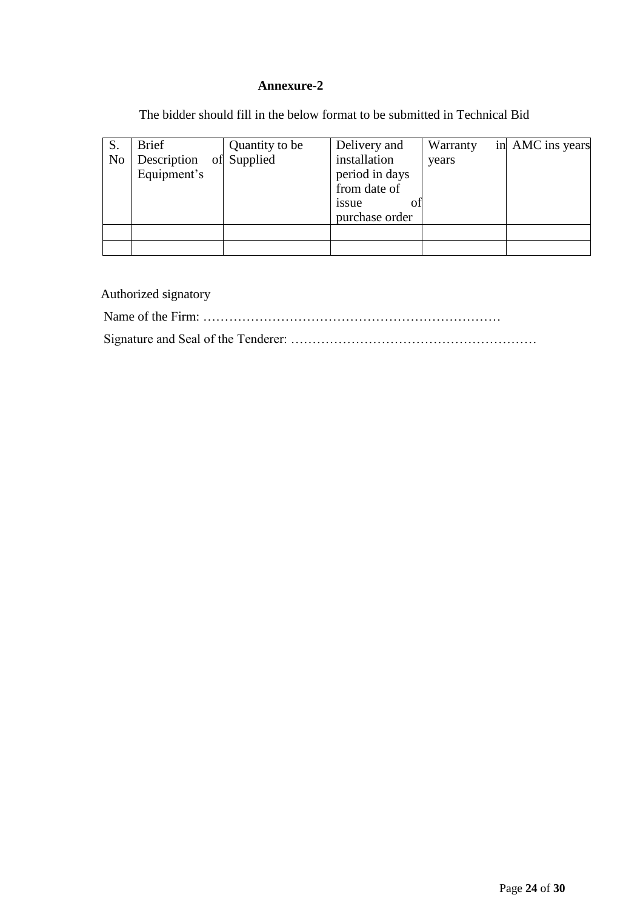**Annexure-2**

The bidder should fill in the below format to be submitted in Technical Bid

| S. No | Brief Description of Equipment's | Quantity to be Supplied | Delivery and installation period in days from date of issue of purchase order | Warranty in years | AMC ins years |
|---|---|---|---|---|---|
| | | | | | |
| | | | | | |

Authorized signatory

Name of the Firm: ……………………………………………………………

Signature and Seal of the Tenderer: …………………………………………………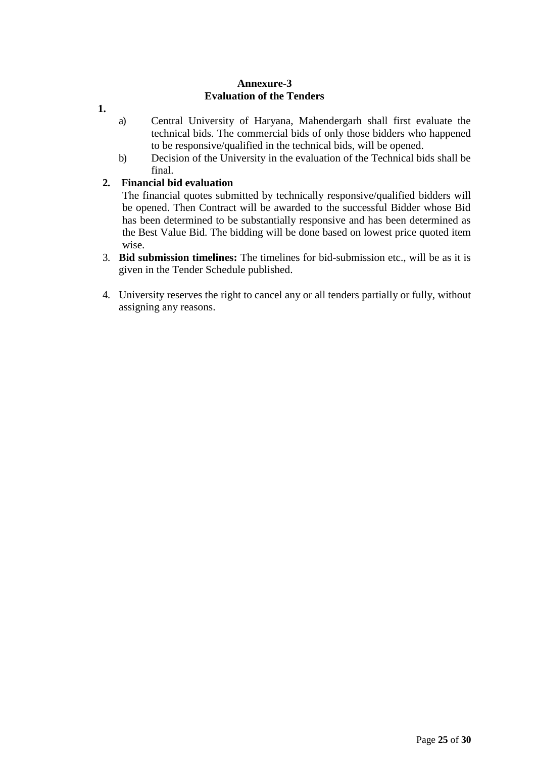# Annexure-3
## Evaluation of the Tenders

**1.**

a) Central University of Haryana, Mahendergarh shall first evaluate the technical bids. The commercial bids of only those bidders who happened to be responsive/qualified in the technical bids, will be opened.

b) Decision of the University in the evaluation of the Technical bids shall be final.

**2. Financial bid evaluation**

The financial quotes submitted by technically responsive/qualified bidders will be opened. Then Contract will be awarded to the successful Bidder whose Bid has been determined to be substantially responsive and has been determined as the Best Value Bid. The bidding will be done based on lowest price quoted item wise.

3. **Bid submission timelines:** The timelines for bid-submission etc., will be as it is given in the Tender Schedule published.

4. University reserves the right to cancel any or all tenders partially or fully, without assigning any reasons.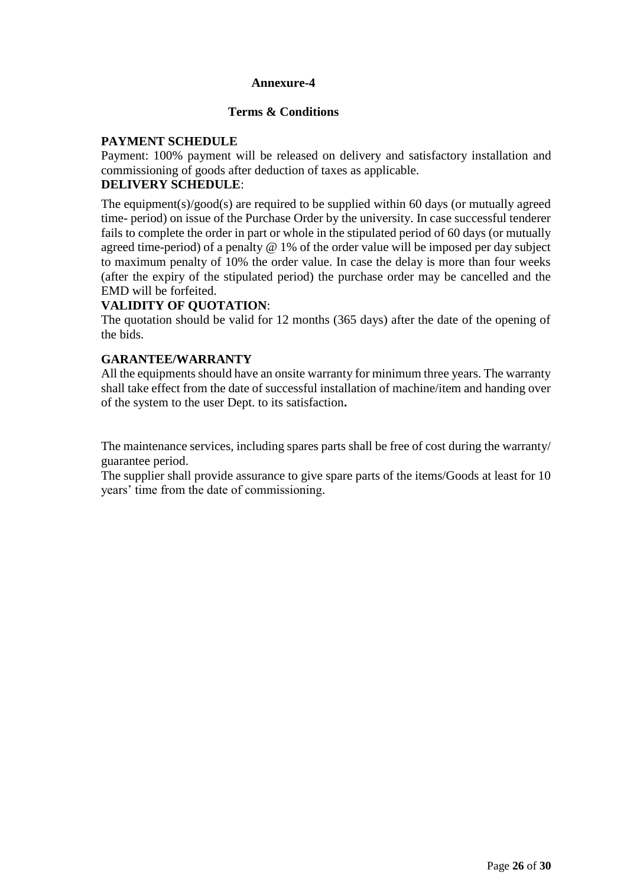## Annexure-4

### Terms & Conditions

**PAYMENT SCHEDULE**

Payment: 100% payment will be released on delivery and satisfactory installation and commissioning of goods after deduction of taxes as applicable.

**DELIVERY SCHEDULE**:

The equipment(s)/good(s) are required to be supplied within 60 days (or mutually agreed time- period) on issue of the Purchase Order by the university. In case successful tenderer fails to complete the order in part or whole in the stipulated period of 60 days (or mutually agreed time-period) of a penalty @ 1% of the order value will be imposed per day subject to maximum penalty of 10% the order value. In case the delay is more than four weeks (after the expiry of the stipulated period) the purchase order may be cancelled and the EMD will be forfeited.

**VALIDITY OF QUOTATION**:

The quotation should be valid for 12 months (365 days) after the date of the opening of the bids.

**GARANTEE/WARRANTY**

All the equipments should have an onsite warranty for minimum three years. The warranty shall take effect from the date of successful installation of machine/item and handing over of the system to the user Dept. to its satisfaction**.**

The maintenance services, including spares parts shall be free of cost during the warranty/ guarantee period.

The supplier shall provide assurance to give spare parts of the items/Goods at least for 10 years' time from the date of commissioning.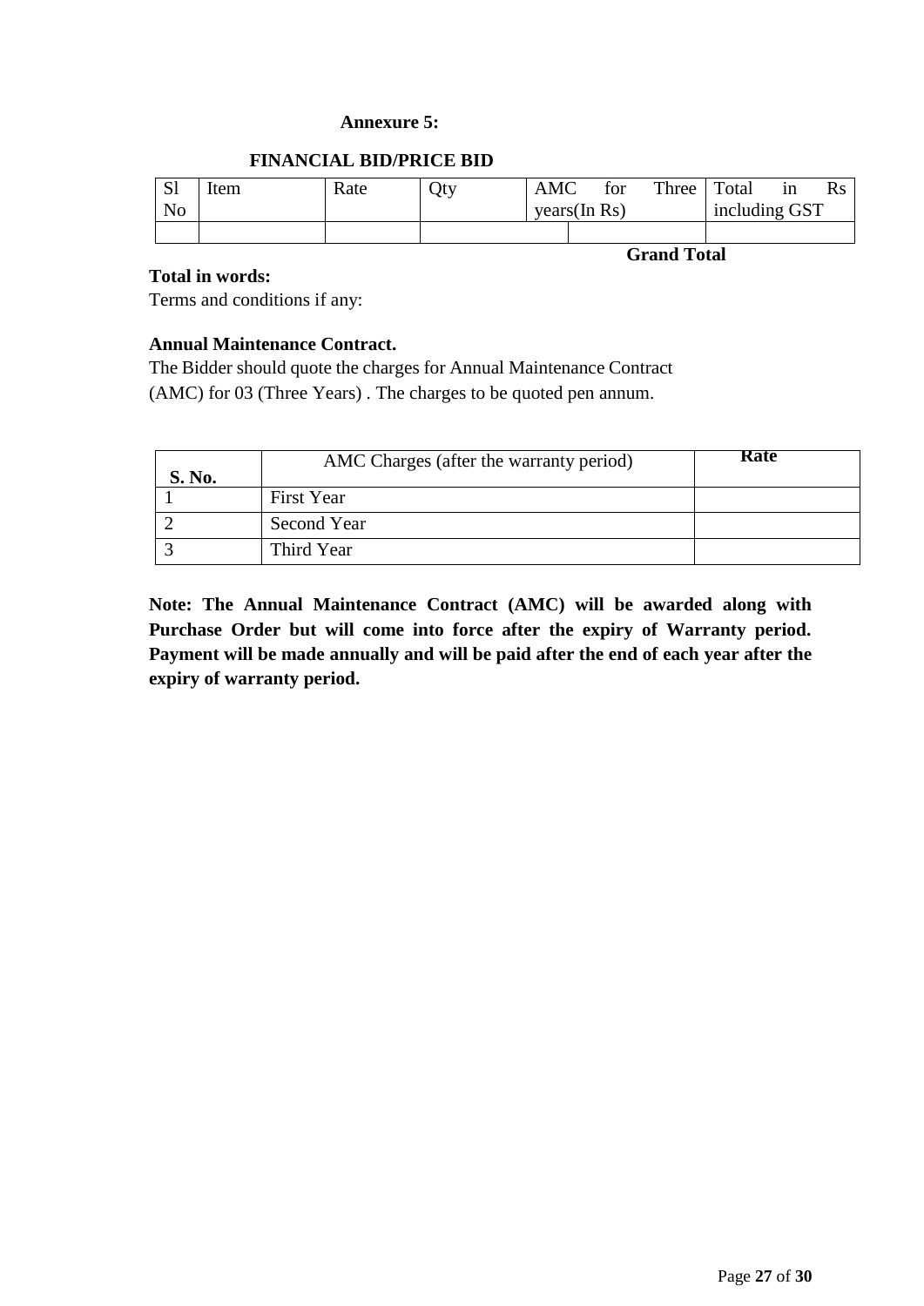**Annexure 5:**

**FINANCIAL BID/PRICE BID**

| Sl No | Item | Rate | Qty | AMC for Three years(In Rs) | Total in Rs including GST |
|---|---|---|---|---|---|
| | | | | | |

**Grand Total**

**Total in words:**

Terms and conditions if any:

**Annual Maintenance Contract.**

The Bidder should quote the charges for Annual Maintenance Contract (AMC) for 03 (Three Years) . The charges to be quoted pen annum.

| S. No. | AMC Charges (after the warranty period) | Rate |
|---|---|---|
| 1 | First Year | |
| 2 | Second Year | |
| 3 | Third Year | |

**Note: The Annual Maintenance Contract (AMC) will be awarded along with Purchase Order but will come into force after the expiry of Warranty period. Payment will be made annually and will be paid after the end of each year after the expiry of warranty period.**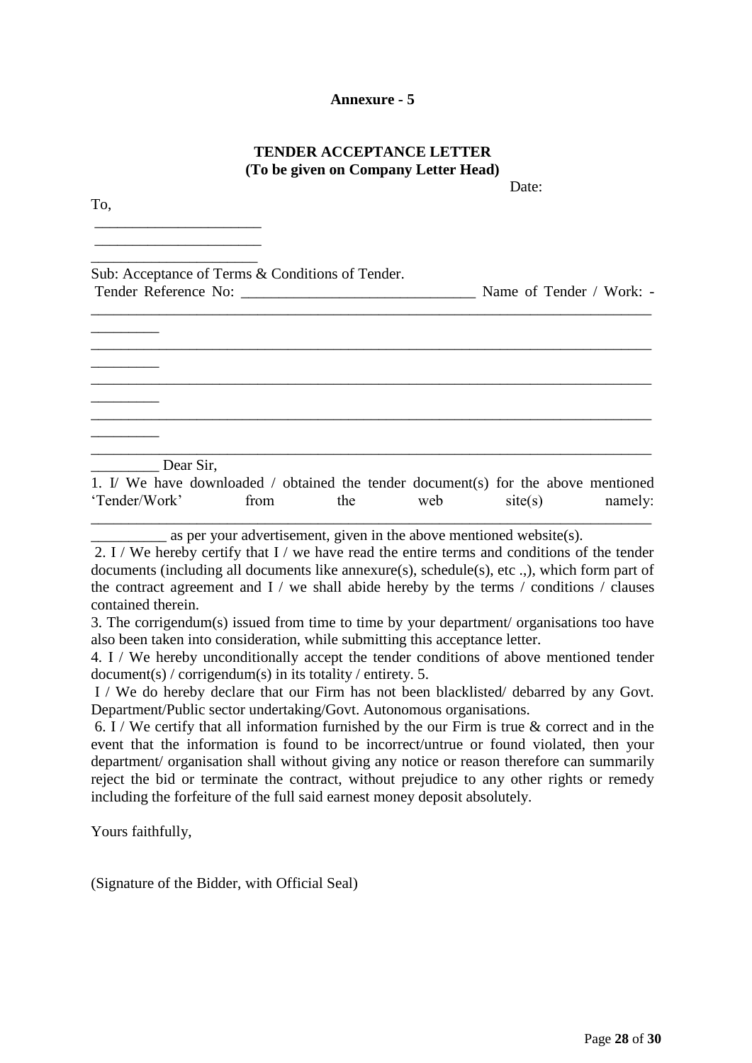**Annexure - 5**

**TENDER ACCEPTANCE LETTER**
**(To be given on Company Letter Head)**

Date:

To,

______________________
______________________
______________________

Sub: Acceptance of Terms & Conditions of Tender.
Tender Reference No: ______________________________ Name of Tender / Work: - ______________________________________________________________________________
______________________________________________________________________________
______________________________________________________________________________
______________________________________________________________________________
______________________________________________________________________________

Dear Sir,

1. I/ We have downloaded / obtained the tender document(s) for the above mentioned 'Tender/Work' from the web site(s) namely: ______________________________________________________________________________ as per your advertisement, given in the above mentioned website(s).

2. I / We hereby certify that I / we have read the entire terms and conditions of the tender documents (including all documents like annexure(s), schedule(s), etc .,), which form part of the contract agreement and I / we shall abide hereby by the terms / conditions / clauses contained therein.

3. The corrigendum(s) issued from time to time by your department/ organisations too have also been taken into consideration, while submitting this acceptance letter.

4. I / We hereby unconditionally accept the tender conditions of above mentioned tender document(s) / corrigendum(s) in its totality / entirety. 5.

I / We do hereby declare that our Firm has not been blacklisted/ debarred by any Govt. Department/Public sector undertaking/Govt. Autonomous organisations.

6. I / We certify that all information furnished by the our Firm is true & correct and in the event that the information is found to be incorrect/untrue or found violated, then your department/ organisation shall without giving any notice or reason therefore can summarily reject the bid or terminate the contract, without prejudice to any other rights or remedy including the forfeiture of the full said earnest money deposit absolutely.

Yours faithfully,

(Signature of the Bidder, with Official Seal)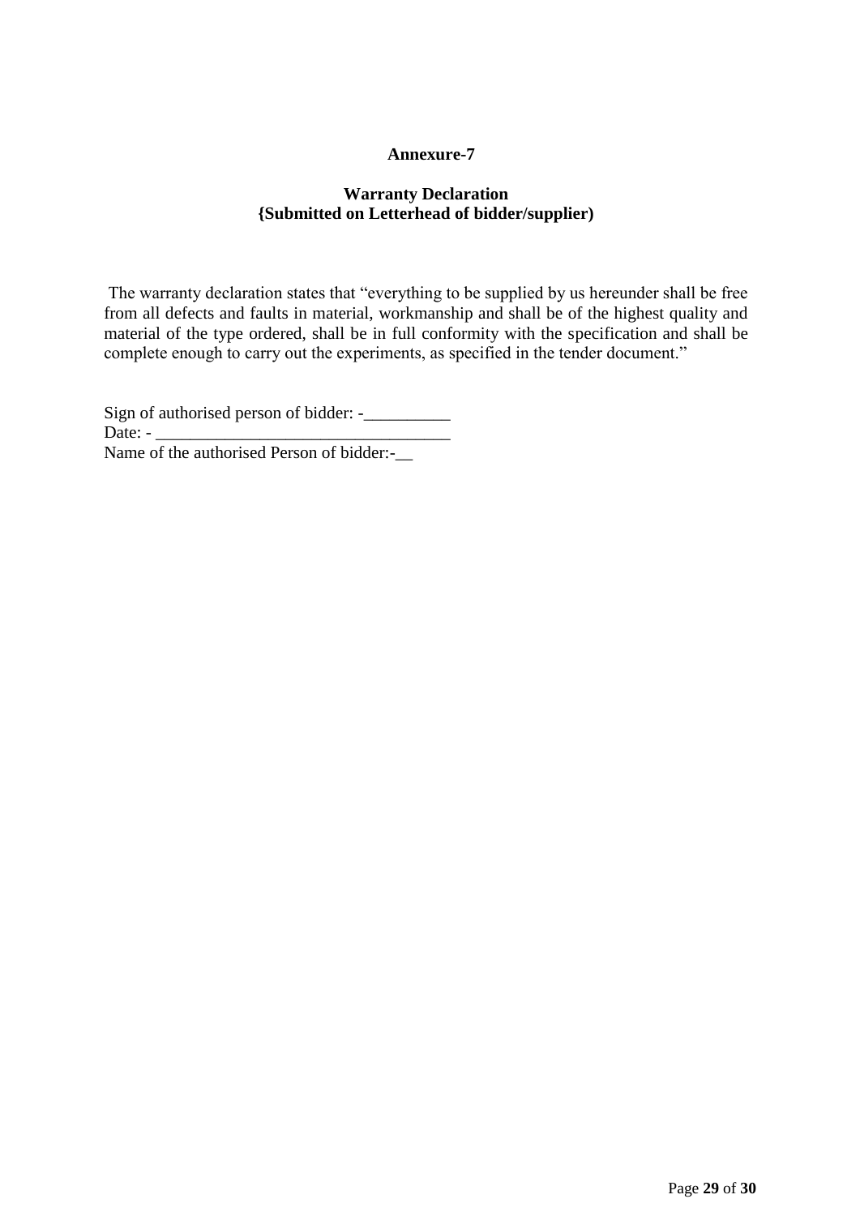**Annexure-7**

**Warranty Declaration**
**{Submitted on Letterhead of bidder/supplier)**

The warranty declaration states that "everything to be supplied by us hereunder shall be free from all defects and faults in material, workmanship and shall be of the highest quality and material of the type ordered, shall be in full conformity with the specification and shall be complete enough to carry out the experiments, as specified in the tender document."

Sign of authorised person of bidder: -__________
Date: - _________________________________
Name of the authorised Person of bidder:-__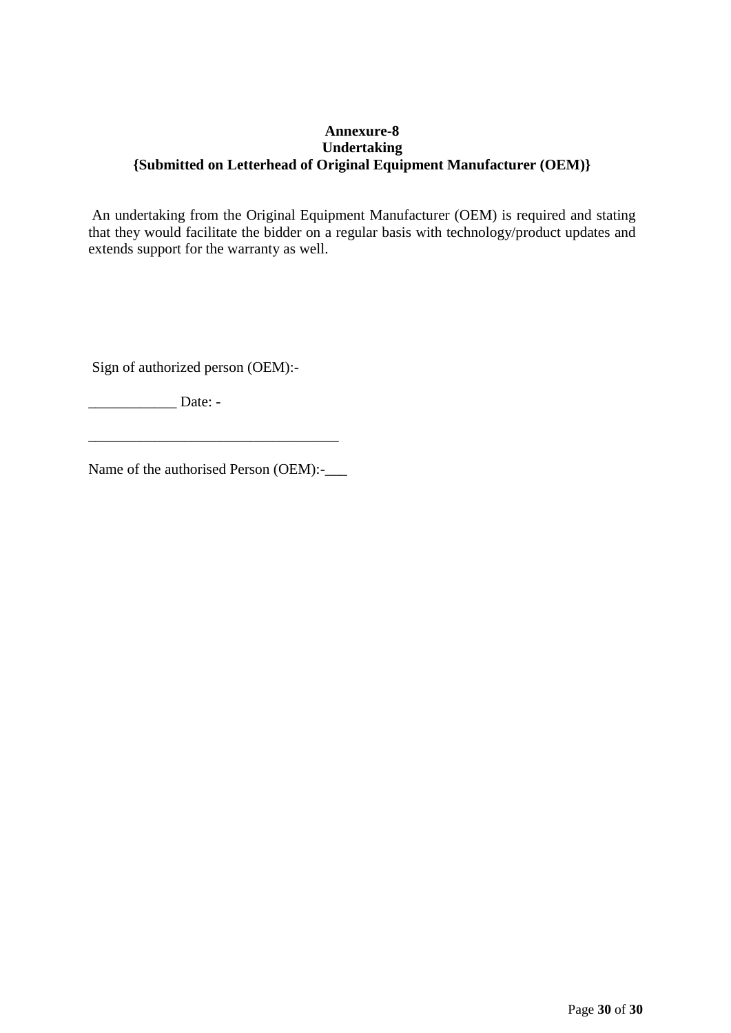**Annexure-8**
**Undertaking**
**{Submitted on Letterhead of Original Equipment Manufacturer (OEM)}**

An undertaking from the Original Equipment Manufacturer (OEM) is required and stating that they would facilitate the bidder on a regular basis with technology/product updates and extends support for the warranty as well.

Sign of authorized person (OEM):-

____________ Date: -

__________________________________

Name of the authorised Person (OEM):-___